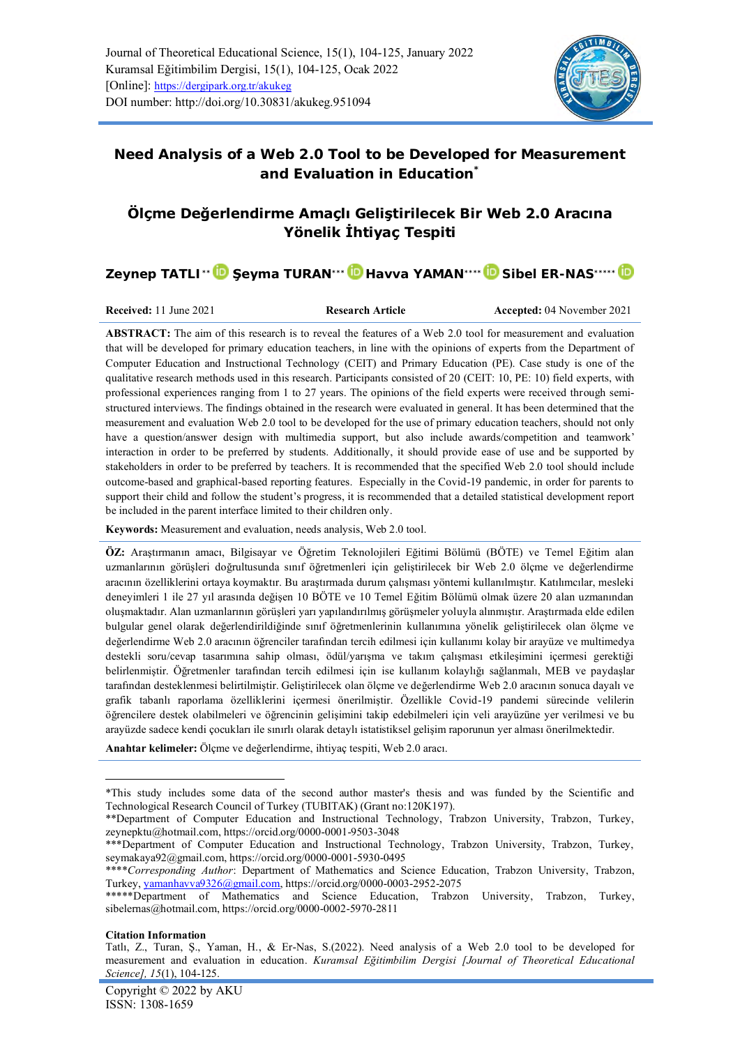Journal of Theoretical Educational Science, 15(1), 104-125, January 2022
Kuramsal Eğitimbilim Dergisi, 15(1), 104-125, Ocak 2022
[Online]: https://dergipark.org.tr/akukeg
DOI number: http://doi.org/10.30831/akukeg.951094

# Need Analysis of a Web 2.0 Tool to be Developed for Measurement and Evaluation in Education*

# Ölçme Değerlendirme Amaçlı Geliştirilecek Bir Web 2.0 Aracına Yönelik İhtiyaç Tespiti

**Zeynep TATLI**[**] **Şeyma TURAN**[***] **Havva YAMAN**[****] **Sibel ER-NAS**[*****]

**Received:** 11 June 2021 **Research Article** **Accepted:** 04 November 2021

**ABSTRACT:** The aim of this research is to reveal the features of a Web 2.0 tool for measurement and evaluation that will be developed for primary education teachers, in line with the opinions of experts from the Department of Computer Education and Instructional Technology (CEIT) and Primary Education (PE). Case study is one of the qualitative research methods used in this research. Participants consisted of 20 (CEIT: 10, PE: 10) field experts, with professional experiences ranging from 1 to 27 years. The opinions of the field experts were received through semi-structured interviews. The findings obtained in the research were evaluated in general. It has been determined that the measurement and evaluation Web 2.0 tool to be developed for the use of primary education teachers, should not only have a question/answer design with multimedia support, but also include awards/competition and teamwork' interaction in order to be preferred by students. Additionally, it should provide ease of use and be supported by stakeholders in order to be preferred by teachers. It is recommended that the specified Web 2.0 tool should include outcome-based and graphical-based reporting features. Especially in the Covid-19 pandemic, in order for parents to support their child and follow the student's progress, it is recommended that a detailed statistical development report be included in the parent interface limited to their children only.

**Keywords:** Measurement and evaluation, needs analysis, Web 2.0 tool.

**ÖZ:** Araştırmanın amacı, Bilgisayar ve Öğretim Teknolojileri Eğitimi Bölümü (BÖTE) ve Temel Eğitim alan uzmanlarının görüşleri doğrultusunda sınıf öğretmenleri için geliştirilecek bir Web 2.0 ölçme ve değerlendirme aracının özelliklerini ortaya koymaktır. Bu araştırmada durum çalışması yöntemi kullanılmıştır. Katılımcılar, mesleki deneyimleri 1 ile 27 yıl arasında değişen 10 BÖTE ve 10 Temel Eğitim Bölümü olmak üzere 20 alan uzmanından oluşmaktadır. Alan uzmanlarının görüşleri yarı yapılandırılmış görüşmeler yoluyla alınmıştır. Araştırmada elde edilen bulgular genel olarak değerlendirildiğinde sınıf öğretmenlerinin kullanımına yönelik geliştirilecek olan ölçme ve değerlendirme Web 2.0 aracının öğrenciler tarafından tercih edilmesi için kullanımı kolay bir arayüze ve multimedya destekli soru/cevap tasarımına sahip olması, ödül/yarışma ve takım çalışması etkileşimini içermesi gerektiği belirlenmiştir. Öğretmenler tarafından tercih edilmesi için ise kullanım kolaylığı sağlanmalı, MEB ve paydaşlar tarafından desteklenmesi belirtilmiştir. Geliştirilecek olan ölçme ve değerlendirme Web 2.0 aracının sonuca dayalı ve grafik tabanlı raporlama özelliklerini içermesi önerilmiştir. Özellikle Covid-19 pandemi sürecinde velilerin öğrencilere destek olabilmeleri ve öğrencinin gelişimini takip edebilmeleri için veli arayüzüne yer verilmesi ve bu arayüzde sadece kendi çocukları ile sınırlı olarak detaylı istatistiksel gelişim raporunun yer alması önerilmektedir.

**Anahtar kelimeler:** Ölçme ve değerlendirme, ihtiyaç tespiti, Web 2.0 aracı.

---

*This study includes some data of the second author master's thesis and was funded by the Scientific and Technological Research Council of Turkey (TUBITAK) (Grant no:120K197).
**Department of Computer Education and Instructional Technology, Trabzon University, Trabzon, Turkey, zeynepktu@hotmail.com, https://orcid.org/0000-0001-9503-3048
***Department of Computer Education and Instructional Technology, Trabzon University, Trabzon, Turkey, seymakaya92@gmail.com, https://orcid.org/0000-0001-5930-0495
****_Corresponding Author_: Department of Mathematics and Science Education, Trabzon University, Trabzon, Turkey, yamanhavva9326@gmail.com, https://orcid.org/0000-0003-2952-2075
*****Department of Mathematics and Science Education, Trabzon University, Trabzon, Turkey, sibelernas@hotmail.com, https://orcid.org/0000-0002-5970-2811

**Citation Information**
Tatlı, Z., Turan, Ş., Yaman, H., & Er-Nas, S.(2022). Need analysis of a Web 2.0 tool to be developed for measurement and evaluation in education. _Kuramsal Eğitimbilim Dergisi [Journal of Theoretical Educational Science], 15_(1), 104-125.

Copyright © 2022 by AKU
ISSN: 1308-1659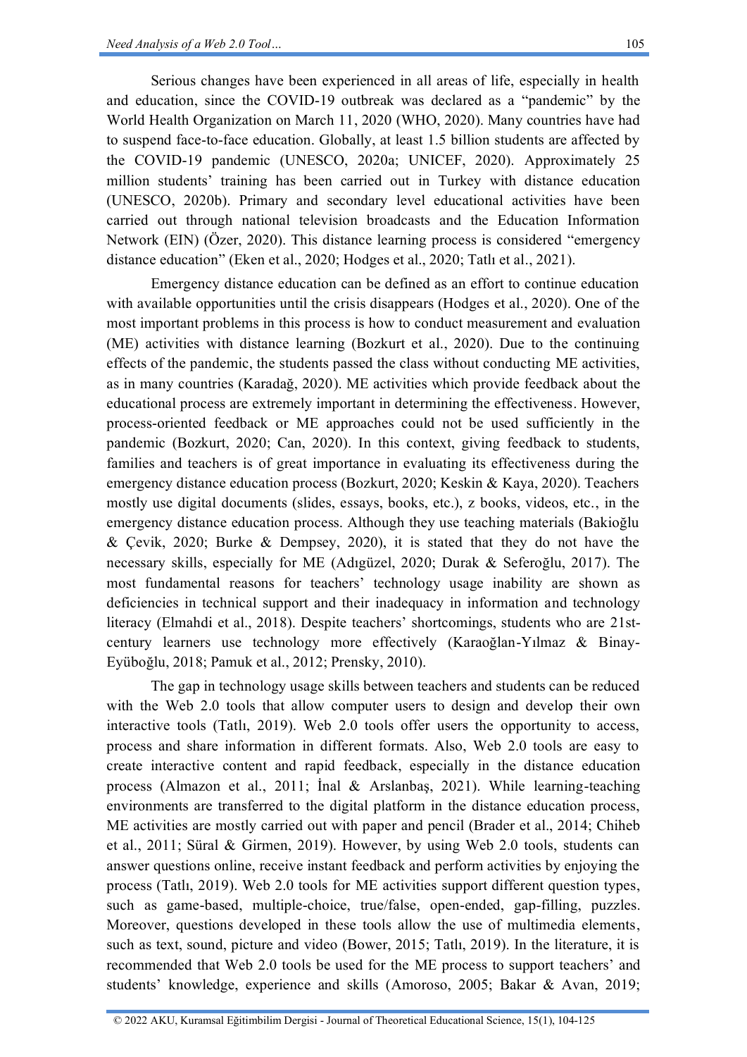Serious changes have been experienced in all areas of life, especially in health and education, since the COVID-19 outbreak was declared as a "pandemic" by the World Health Organization on March 11, 2020 (WHO, 2020). Many countries have had to suspend face-to-face education. Globally, at least 1.5 billion students are affected by the COVID-19 pandemic (UNESCO, 2020a; UNICEF, 2020). Approximately 25 million students' training has been carried out in Turkey with distance education (UNESCO, 2020b). Primary and secondary level educational activities have been carried out through national television broadcasts and the Education Information Network (EIN) (Özer, 2020). This distance learning process is considered "emergency distance education" (Eken et al., 2020; Hodges et al., 2020; Tatlı et al., 2021).

Emergency distance education can be defined as an effort to continue education with available opportunities until the crisis disappears (Hodges et al., 2020). One of the most important problems in this process is how to conduct measurement and evaluation (ME) activities with distance learning (Bozkurt et al., 2020). Due to the continuing effects of the pandemic, the students passed the class without conducting ME activities, as in many countries (Karadağ, 2020). ME activities which provide feedback about the educational process are extremely important in determining the effectiveness. However, process-oriented feedback or ME approaches could not be used sufficiently in the pandemic (Bozkurt, 2020; Can, 2020). In this context, giving feedback to students, families and teachers is of great importance in evaluating its effectiveness during the emergency distance education process (Bozkurt, 2020; Keskin & Kaya, 2020). Teachers mostly use digital documents (slides, essays, books, etc.), z books, videos, etc., in the emergency distance education process. Although they use teaching materials (Bakioğlu & Çevik, 2020; Burke & Dempsey, 2020), it is stated that they do not have the necessary skills, especially for ME (Adıgüzel, 2020; Durak & Seferoğlu, 2017). The most fundamental reasons for teachers' technology usage inability are shown as deficiencies in technical support and their inadequacy in information and technology literacy (Elmahdi et al., 2018). Despite teachers' shortcomings, students who are 21st-century learners use technology more effectively (Karaoğlan-Yılmaz & Binay-Eyüboğlu, 2018; Pamuk et al., 2012; Prensky, 2010).

The gap in technology usage skills between teachers and students can be reduced with the Web 2.0 tools that allow computer users to design and develop their own interactive tools (Tatlı, 2019). Web 2.0 tools offer users the opportunity to access, process and share information in different formats. Also, Web 2.0 tools are easy to create interactive content and rapid feedback, especially in the distance education process (Almazon et al., 2011; İnal & Arslanbaş, 2021). While learning-teaching environments are transferred to the digital platform in the distance education process, ME activities are mostly carried out with paper and pencil (Brader et al., 2014; Chiheb et al., 2011; Süral & Girmen, 2019). However, by using Web 2.0 tools, students can answer questions online, receive instant feedback and perform activities by enjoying the process (Tatlı, 2019). Web 2.0 tools for ME activities support different question types, such as game-based, multiple-choice, true/false, open-ended, gap-filling, puzzles. Moreover, questions developed in these tools allow the use of multimedia elements, such as text, sound, picture and video (Bower, 2015; Tatlı, 2019). In the literature, it is recommended that Web 2.0 tools be used for the ME process to support teachers' and students' knowledge, experience and skills (Amoroso, 2005; Bakar & Avan, 2019;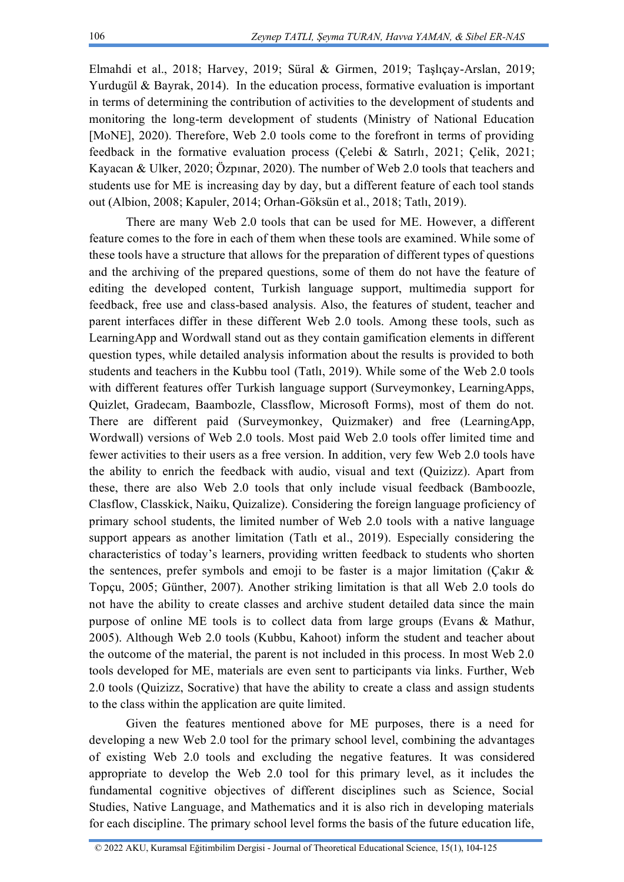Elmahdi et al., 2018; Harvey, 2019; Süral & Girmen, 2019; Taşlıçay-Arslan, 2019; Yurdugül & Bayrak, 2014). In the education process, formative evaluation is important in terms of determining the contribution of activities to the development of students and monitoring the long-term development of students (Ministry of National Education [MoNE], 2020). Therefore, Web 2.0 tools come to the forefront in terms of providing feedback in the formative evaluation process (Çelebi & Satırlı, 2021; Çelik, 2021; Kayacan & Ulker, 2020; Özpınar, 2020). The number of Web 2.0 tools that teachers and students use for ME is increasing day by day, but a different feature of each tool stands out (Albion, 2008; Kapuler, 2014; Orhan-Göksün et al., 2018; Tatlı, 2019).

There are many Web 2.0 tools that can be used for ME. However, a different feature comes to the fore in each of them when these tools are examined. While some of these tools have a structure that allows for the preparation of different types of questions and the archiving of the prepared questions, some of them do not have the feature of editing the developed content, Turkish language support, multimedia support for feedback, free use and class-based analysis. Also, the features of student, teacher and parent interfaces differ in these different Web 2.0 tools. Among these tools, such as LearningApp and Wordwall stand out as they contain gamification elements in different question types, while detailed analysis information about the results is provided to both students and teachers in the Kubbu tool (Tatlı, 2019). While some of the Web 2.0 tools with different features offer Turkish language support (Surveymonkey, LearningApps, Quizlet, Gradecam, Baambozle, Classflow, Microsoft Forms), most of them do not. There are different paid (Surveymonkey, Quizmaker) and free (LearningApp, Wordwall) versions of Web 2.0 tools. Most paid Web 2.0 tools offer limited time and fewer activities to their users as a free version. In addition, very few Web 2.0 tools have the ability to enrich the feedback with audio, visual and text (Quizizz). Apart from these, there are also Web 2.0 tools that only include visual feedback (Bamboozle, Clasflow, Classkick, Naiku, Quizalize). Considering the foreign language proficiency of primary school students, the limited number of Web 2.0 tools with a native language support appears as another limitation (Tatlı et al., 2019). Especially considering the characteristics of today's learners, providing written feedback to students who shorten the sentences, prefer symbols and emoji to be faster is a major limitation (Çakır & Topçu, 2005; Günther, 2007). Another striking limitation is that all Web 2.0 tools do not have the ability to create classes and archive student detailed data since the main purpose of online ME tools is to collect data from large groups (Evans & Mathur, 2005). Although Web 2.0 tools (Kubbu, Kahoot) inform the student and teacher about the outcome of the material, the parent is not included in this process. In most Web 2.0 tools developed for ME, materials are even sent to participants via links. Further, Web 2.0 tools (Quizizz, Socrative) that have the ability to create a class and assign students to the class within the application are quite limited.

Given the features mentioned above for ME purposes, there is a need for developing a new Web 2.0 tool for the primary school level, combining the advantages of existing Web 2.0 tools and excluding the negative features. It was considered appropriate to develop the Web 2.0 tool for this primary level, as it includes the fundamental cognitive objectives of different disciplines such as Science, Social Studies, Native Language, and Mathematics and it is also rich in developing materials for each discipline. The primary school level forms the basis of the future education life,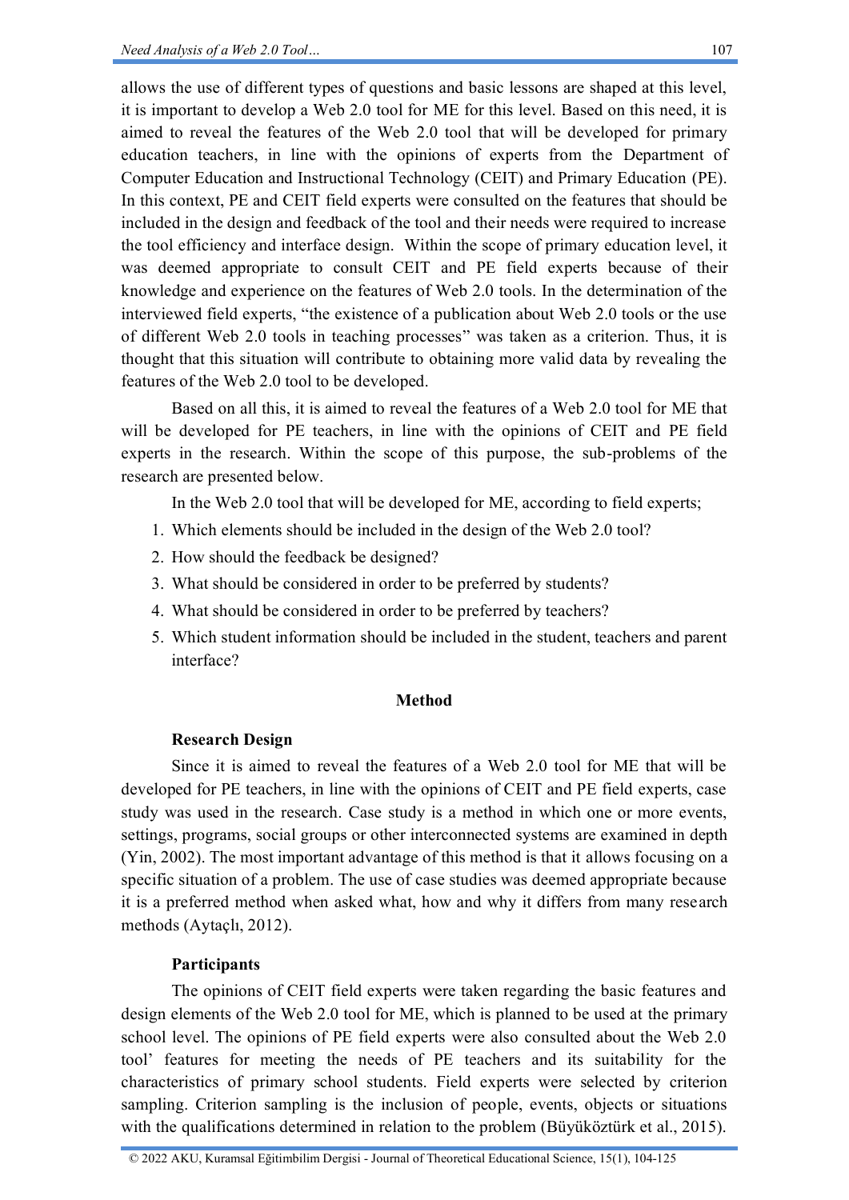allows the use of different types of questions and basic lessons are shaped at this level, it is important to develop a Web 2.0 tool for ME for this level. Based on this need, it is aimed to reveal the features of the Web 2.0 tool that will be developed for primary education teachers, in line with the opinions of experts from the Department of Computer Education and Instructional Technology (CEIT) and Primary Education (PE). In this context, PE and CEIT field experts were consulted on the features that should be included in the design and feedback of the tool and their needs were required to increase the tool efficiency and interface design. Within the scope of primary education level, it was deemed appropriate to consult CEIT and PE field experts because of their knowledge and experience on the features of Web 2.0 tools. In the determination of the interviewed field experts, "the existence of a publication about Web 2.0 tools or the use of different Web 2.0 tools in teaching processes" was taken as a criterion. Thus, it is thought that this situation will contribute to obtaining more valid data by revealing the features of the Web 2.0 tool to be developed.

Based on all this, it is aimed to reveal the features of a Web 2.0 tool for ME that will be developed for PE teachers, in line with the opinions of CEIT and PE field experts in the research. Within the scope of this purpose, the sub-problems of the research are presented below.

In the Web 2.0 tool that will be developed for ME, according to field experts;

1. Which elements should be included in the design of the Web 2.0 tool?
2. How should the feedback be designed?
3. What should be considered in order to be preferred by students?
4. What should be considered in order to be preferred by teachers?
5. Which student information should be included in the student, teachers and parent interface?

## Method

### Research Design

Since it is aimed to reveal the features of a Web 2.0 tool for ME that will be developed for PE teachers, in line with the opinions of CEIT and PE field experts, case study was used in the research. Case study is a method in which one or more events, settings, programs, social groups or other interconnected systems are examined in depth (Yin, 2002). The most important advantage of this method is that it allows focusing on a specific situation of a problem. The use of case studies was deemed appropriate because it is a preferred method when asked what, how and why it differs from many research methods (Aytaçlı, 2012).

### Participants

The opinions of CEIT field experts were taken regarding the basic features and design elements of the Web 2.0 tool for ME, which is planned to be used at the primary school level. The opinions of PE field experts were also consulted about the Web 2.0 tool' features for meeting the needs of PE teachers and its suitability for the characteristics of primary school students. Field experts were selected by criterion sampling. Criterion sampling is the inclusion of people, events, objects or situations with the qualifications determined in relation to the problem (Büyüköztürk et al., 2015).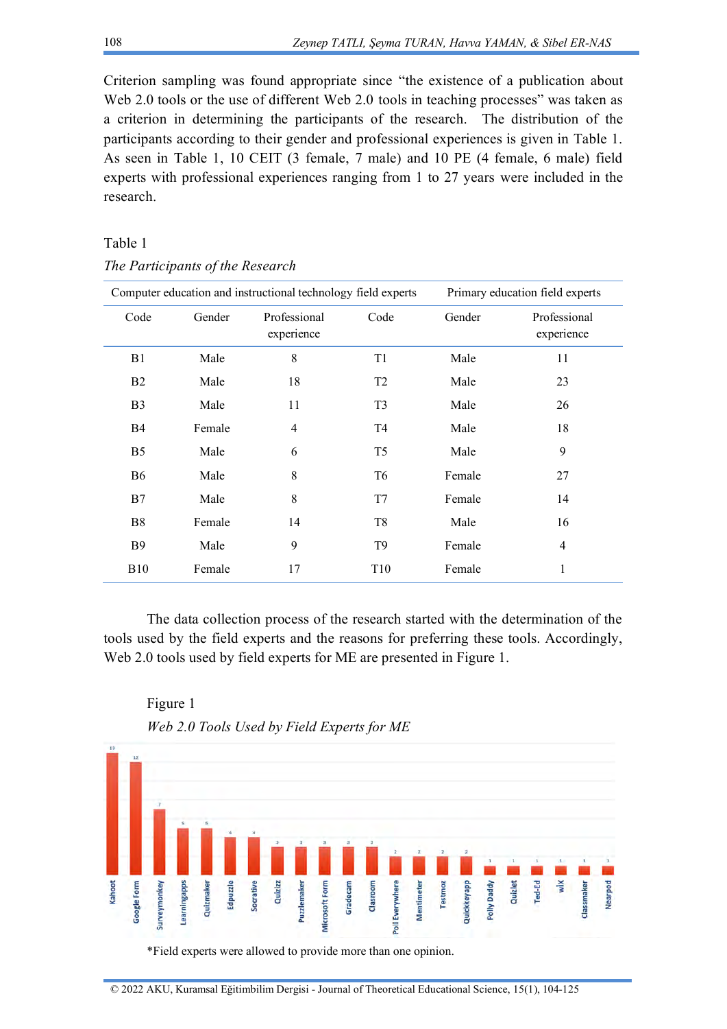Criterion sampling was found appropriate since "the existence of a publication about Web 2.0 tools or the use of different Web 2.0 tools in teaching processes" was taken as a criterion in determining the participants of the research. The distribution of the participants according to their gender and professional experiences is given in Table 1. As seen in Table 1, 10 CEIT (3 female, 7 male) and 10 PE (4 female, 6 male) field experts with professional experiences ranging from 1 to 27 years were included in the research.

Table 1

*The Participants of the Research*

| Computer education and instructional technology field experts | | | Primary education field experts | | |
|---|---|---|---|---|---|
| Code | Gender | Professional experience | Code | Gender | Professional experience |
| B1 | Male | 8 | T1 | Male | 11 |
| B2 | Male | 18 | T2 | Male | 23 |
| B3 | Male | 11 | T3 | Male | 26 |
| B4 | Female | 4 | T4 | Male | 18 |
| B5 | Male | 6 | T5 | Male | 9 |
| B6 | Male | 8 | T6 | Female | 27 |
| B7 | Male | 8 | T7 | Female | 14 |
| B8 | Female | 14 | T8 | Male | 16 |
| B9 | Male | 9 | T9 | Female | 4 |
| B10 | Female | 17 | T10 | Female | 1 |

The data collection process of the research started with the determination of the tools used by the field experts and the reasons for preferring these tools. Accordingly, Web 2.0 tools used by field experts for ME are presented in Figure 1.

Figure 1

*Web 2.0 Tools Used by Field Experts for ME*

| Tool | Frequency |
|---|---|
| Kahoot | 13 |
| Google Form | 12 |
| Surveymonkey | 7 |
| Learningapps | 5 |
| Quizmaker | 5 |
| Edpuzzle | 4 |
| Socrative | 4 |
| Quizizz | 3 |
| Puzzlemaker | 3 |
| Microsoft Form | 3 |
| Gradecam | 3 |
| Classroom | 3 |
| Poll Everywhere | 2 |
| Mentimeter | 2 |
| Testmoz | 2 |
| Quickkeyapp | 2 |
| Polly Daddy | 1 |
| Quizlet | 1 |
| Ted-Ed | 1 |
| wix | 1 |
| Classmaker | 1 |
| Nearpod | 1 |

*Field experts were allowed to provide more than one opinion.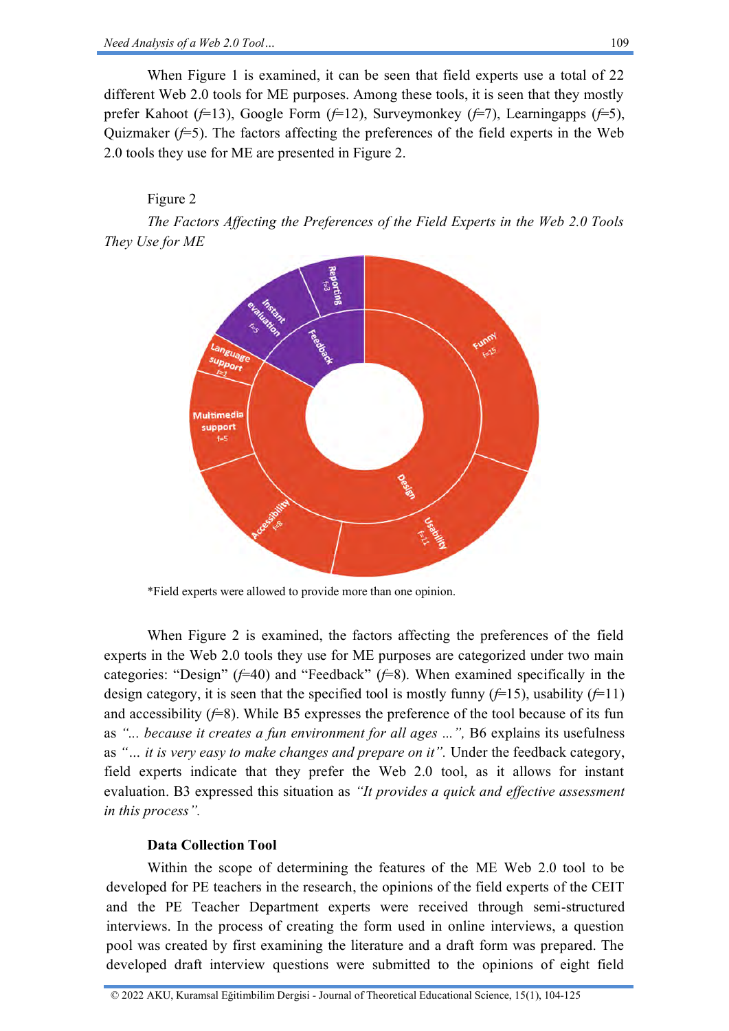When Figure 1 is examined, it can be seen that field experts use a total of 22 different Web 2.0 tools for ME purposes. Among these tools, it is seen that they mostly prefer Kahoot (*f*=13), Google Form (*f*=12), Surveymonkey (*f*=7), Learningapps (*f*=5), Quizmaker (*f*=5). The factors affecting the preferences of the field experts in the Web 2.0 tools they use for ME are presented in Figure 2.

Figure 2

*The Factors Affecting the Preferences of the Field Experts in the Web 2.0 Tools They Use for ME*

*Field experts were allowed to provide more than one opinion.

When Figure 2 is examined, the factors affecting the preferences of the field experts in the Web 2.0 tools they use for ME purposes are categorized under two main categories: "Design" (*f*=40) and "Feedback" (*f*=8). When examined specifically in the design category, it is seen that the specified tool is mostly funny (*f*=15), usability (*f*=11) and accessibility (*f*=8). While B5 expresses the preference of the tool because of its fun as *"... because it creates a fun environment for all ages ...",* B6 explains its usefulness as *"... it is very easy to make changes and prepare on it".* Under the feedback category, field experts indicate that they prefer the Web 2.0 tool, as it allows for instant evaluation. B3 expressed this situation as *"It provides a quick and effective assessment in this process".*

## Data Collection Tool

Within the scope of determining the features of the ME Web 2.0 tool to be developed for PE teachers in the research, the opinions of the field experts of the CEIT and the PE Teacher Department experts were received through semi-structured interviews. In the process of creating the form used in online interviews, a question pool was created by first examining the literature and a draft form was prepared. The developed draft interview questions were submitted to the opinions of eight field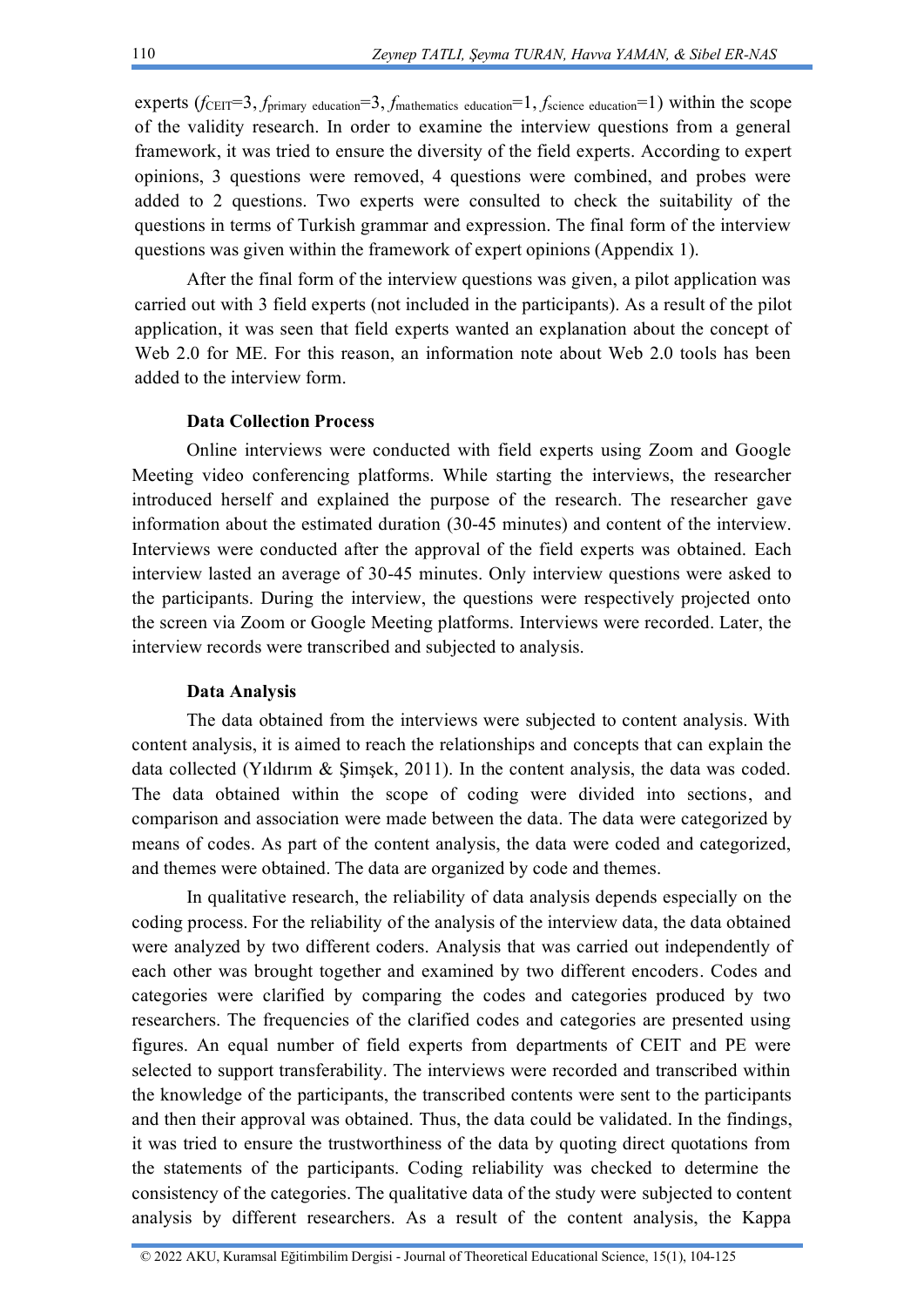experts ($f_{\text{CEIT}}=3$, $f_{\text{primary education}}=3$, $f_{\text{mathematics education}}=1$, $f_{\text{science education}}=1$) within the scope of the validity research. In order to examine the interview questions from a general framework, it was tried to ensure the diversity of the field experts. According to expert opinions, 3 questions were removed, 4 questions were combined, and probes were added to 2 questions. Two experts were consulted to check the suitability of the questions in terms of Turkish grammar and expression. The final form of the interview questions was given within the framework of expert opinions (Appendix 1).

After the final form of the interview questions was given, a pilot application was carried out with 3 field experts (not included in the participants). As a result of the pilot application, it was seen that field experts wanted an explanation about the concept of Web 2.0 for ME. For this reason, an information note about Web 2.0 tools has been added to the interview form.

### Data Collection Process

Online interviews were conducted with field experts using Zoom and Google Meeting video conferencing platforms. While starting the interviews, the researcher introduced herself and explained the purpose of the research. The researcher gave information about the estimated duration (30-45 minutes) and content of the interview. Interviews were conducted after the approval of the field experts was obtained. Each interview lasted an average of 30-45 minutes. Only interview questions were asked to the participants. During the interview, the questions were respectively projected onto the screen via Zoom or Google Meeting platforms. Interviews were recorded. Later, the interview records were transcribed and subjected to analysis.

### Data Analysis

The data obtained from the interviews were subjected to content analysis. With content analysis, it is aimed to reach the relationships and concepts that can explain the data collected (Yıldırım & Şimşek, 2011). In the content analysis, the data was coded. The data obtained within the scope of coding were divided into sections, and comparison and association were made between the data. The data were categorized by means of codes. As part of the content analysis, the data were coded and categorized, and themes were obtained. The data are organized by code and themes.

In qualitative research, the reliability of data analysis depends especially on the coding process. For the reliability of the analysis of the interview data, the data obtained were analyzed by two different coders. Analysis that was carried out independently of each other was brought together and examined by two different encoders. Codes and categories were clarified by comparing the codes and categories produced by two researchers. The frequencies of the clarified codes and categories are presented using figures. An equal number of field experts from departments of CEIT and PE were selected to support transferability. The interviews were recorded and transcribed within the knowledge of the participants, the transcribed contents were sent to the participants and then their approval was obtained. Thus, the data could be validated. In the findings, it was tried to ensure the trustworthiness of the data by quoting direct quotations from the statements of the participants. Coding reliability was checked to determine the consistency of the categories. The qualitative data of the study were subjected to content analysis by different researchers. As a result of the content analysis, the Kappa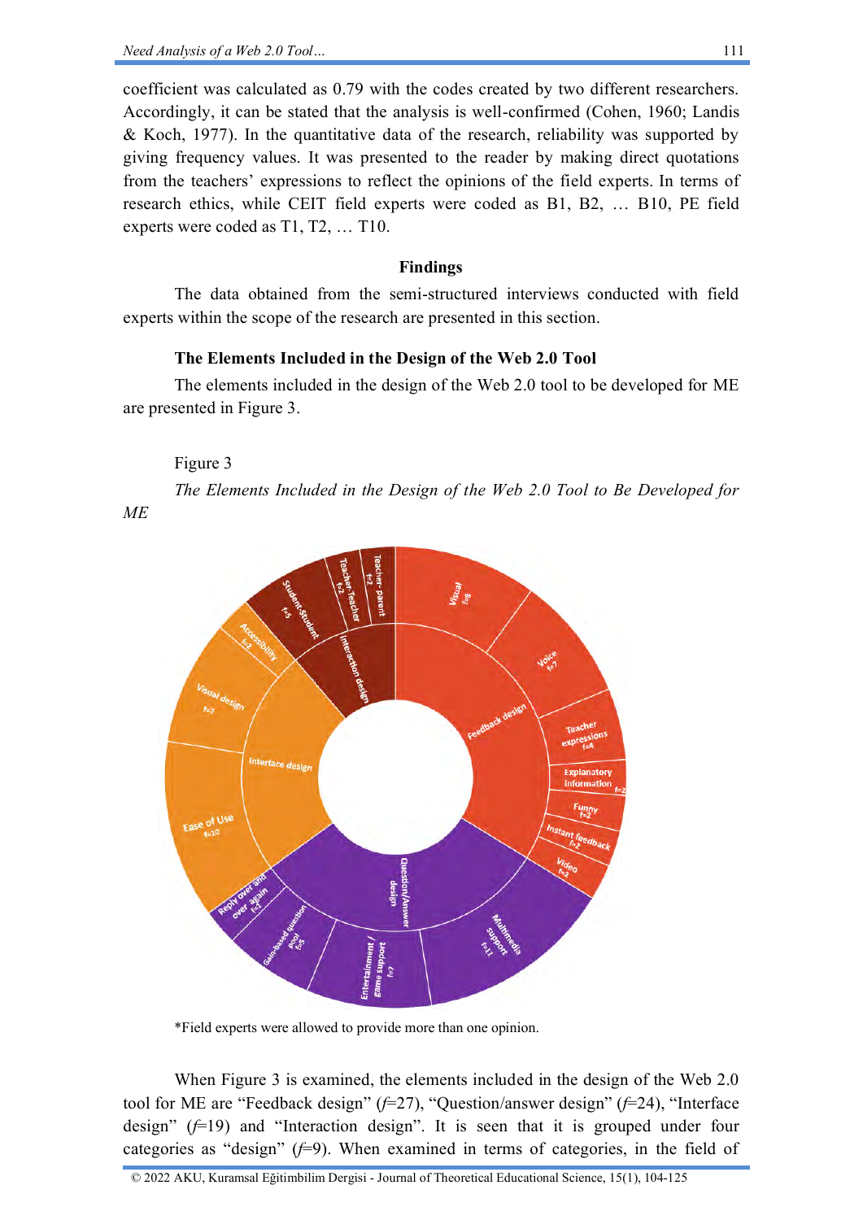coefficient was calculated as 0.79 with the codes created by two different researchers. Accordingly, it can be stated that the analysis is well-confirmed (Cohen, 1960; Landis & Koch, 1977). In the quantitative data of the research, reliability was supported by giving frequency values. It was presented to the reader by making direct quotations from the teachers' expressions to reflect the opinions of the field experts. In terms of research ethics, while CEIT field experts were coded as B1, B2, … B10, PE field experts were coded as T1, T2, … T10.

## Findings

The data obtained from the semi-structured interviews conducted with field experts within the scope of the research are presented in this section.

### The Elements Included in the Design of the Web 2.0 Tool

The elements included in the design of the Web 2.0 tool to be developed for ME are presented in Figure 3.

Figure 3

*The Elements Included in the Design of the Web 2.0 Tool to Be Developed for ME*

*Field experts were allowed to provide more than one opinion.

When Figure 3 is examined, the elements included in the design of the Web 2.0 tool for ME are "Feedback design" (*f*=27), "Question/answer design" (*f*=24), "Interface design" (*f*=19) and "Interaction design". It is seen that it is grouped under four categories as "design" (*f*=9). When examined in terms of categories, in the field of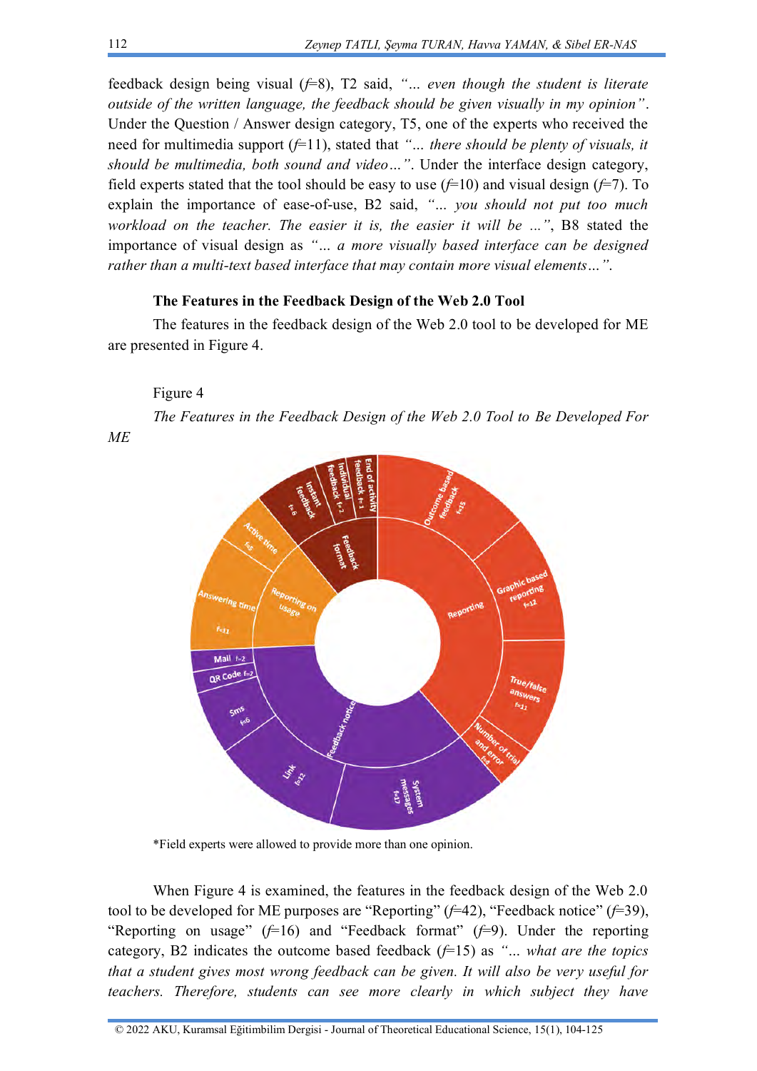feedback design being visual (*f*=8), T2 said, *"… even though the student is literate outside of the written language, the feedback should be given visually in my opinion"*. Under the Question / Answer design category, T5, one of the experts who received the need for multimedia support (*f*=11), stated that *"… there should be plenty of visuals, it should be multimedia, both sound and video…"*. Under the interface design category, field experts stated that the tool should be easy to use (*f*=10) and visual design (*f*=7). To explain the importance of ease-of-use, B2 said, *"… you should not put too much workload on the teacher. The easier it is, the easier it will be …"*, B8 stated the importance of visual design as *"… a more visually based interface can be designed rather than a multi-text based interface that may contain more visual elements…"*.

### The Features in the Feedback Design of the Web 2.0 Tool

The features in the feedback design of the Web 2.0 tool to be developed for ME are presented in Figure 4.

Figure 4

*The Features in the Feedback Design of the Web 2.0 Tool to Be Developed For ME*

*Field experts were allowed to provide more than one opinion.

When Figure 4 is examined, the features in the feedback design of the Web 2.0 tool to be developed for ME purposes are "Reporting" (*f*=42), "Feedback notice" (*f*=39), "Reporting on usage" (*f*=16) and "Feedback format" (*f*=9). Under the reporting category, B2 indicates the outcome based feedback (*f*=15) as *"… what are the topics that a student gives most wrong feedback can be given. It will also be very useful for teachers. Therefore, students can see more clearly in which subject they have*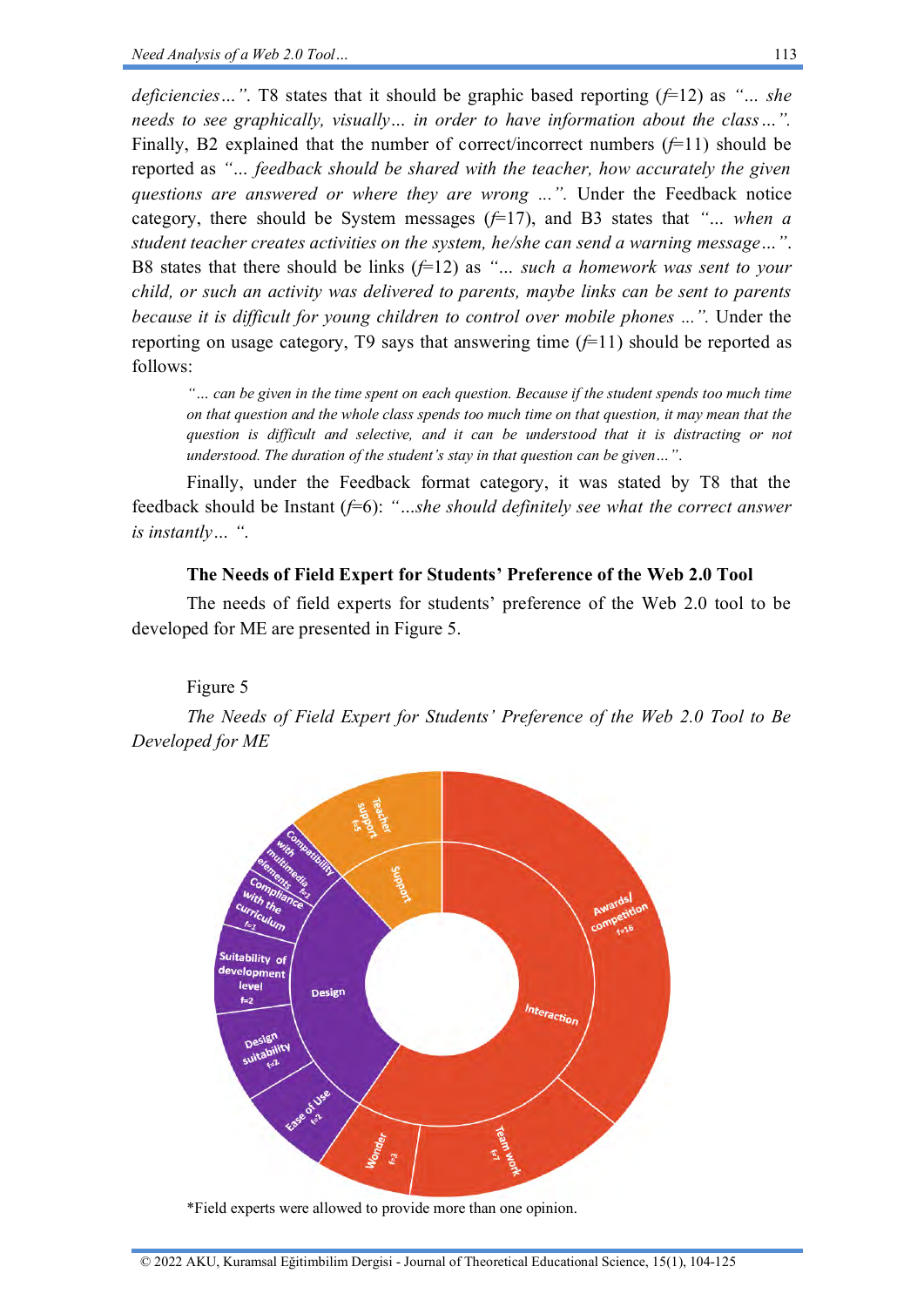*deficiencies…"*. T8 states that it should be graphic based reporting (*f*=12) as *"… she needs to see graphically, visually… in order to have information about the class…".* Finally, B2 explained that the number of correct/incorrect numbers (*f*=11) should be reported as *"… feedback should be shared with the teacher, how accurately the given questions are answered or where they are wrong …".* Under the Feedback notice category, there should be System messages (*f*=17), and B3 states that *"… when a student teacher creates activities on the system, he/she can send a warning message…".* B8 states that there should be links (*f*=12) as *"… such a homework was sent to your child, or such an activity was delivered to parents, maybe links can be sent to parents because it is difficult for young children to control over mobile phones …".* Under the reporting on usage category, T9 says that answering time (*f*=11) should be reported as follows:

> *"… can be given in the time spent on each question. Because if the student spends too much time on that question and the whole class spends too much time on that question, it may mean that the question is difficult and selective, and it can be understood that it is distracting or not understood. The duration of the student's stay in that question can be given…".*

Finally, under the Feedback format category, it was stated by T8 that the feedback should be Instant (*f*=6): *"…she should definitely see what the correct answer is instantly… ".*

### The Needs of Field Expert for Students' Preference of the Web 2.0 Tool

The needs of field experts for students' preference of the Web 2.0 tool to be developed for ME are presented in Figure 5.

Figure 5

*The Needs of Field Expert for Students' Preference of the Web 2.0 Tool to Be Developed for ME*

Support: Teacher support f=5
Design: Compatibility with multimedia elements f=1; Compliance with the curriculum f=1; Suitability of development level f=2; Design suitability f=2; Ease of Use f=2
Interaction: Awards/competition f=16; Team work f=7; Wonder f=3

*Field experts were allowed to provide more than one opinion.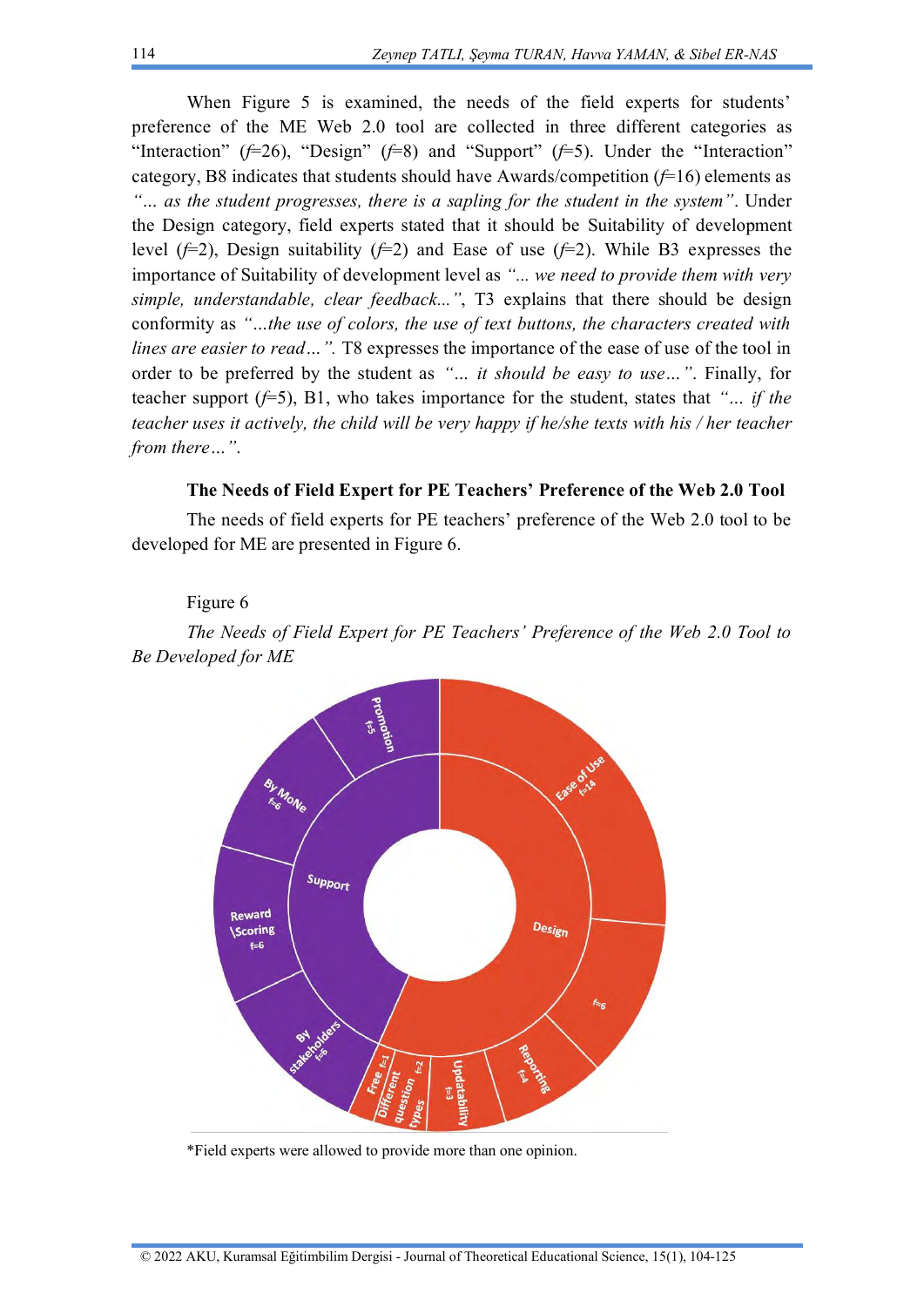When Figure 5 is examined, the needs of the field experts for students' preference of the ME Web 2.0 tool are collected in three different categories as "Interaction" (*f*=26), "Design" (*f*=8) and "Support" (*f*=5). Under the "Interaction" category, B8 indicates that students should have Awards/competition (*f*=16) elements as *"… as the student progresses, there is a sapling for the student in the system"*. Under the Design category, field experts stated that it should be Suitability of development level (*f*=2), Design suitability (*f*=2) and Ease of use (*f*=2). While B3 expresses the importance of Suitability of development level as *"... we need to provide them with very simple, understandable, clear feedback..."*, T3 explains that there should be design conformity as *"...the use of colors, the use of text buttons, the characters created with lines are easier to read…".* T8 expresses the importance of the ease of use of the tool in order to be preferred by the student as *"… it should be easy to use…"*. Finally, for teacher support (*f*=5), B1, who takes importance for the student, states that *"… if the teacher uses it actively, the child will be very happy if he/she texts with his / her teacher from there…"*.

**The Needs of Field Expert for PE Teachers' Preference of the Web 2.0 Tool**

The needs of field experts for PE teachers' preference of the Web 2.0 tool to be developed for ME are presented in Figure 6.

Figure 6

*The Needs of Field Expert for PE Teachers' Preference of the Web 2.0 Tool to Be Developed for ME*

Promotion f=5; By MoNe f=6; Reward \Scoring f=6; By stakeholders f=6; Support; Ease of Use f=14; Design; f=6; Reporting f=4; Updatability f=3; Different question types f=2; Free f=1

*Field experts were allowed to provide more than one opinion.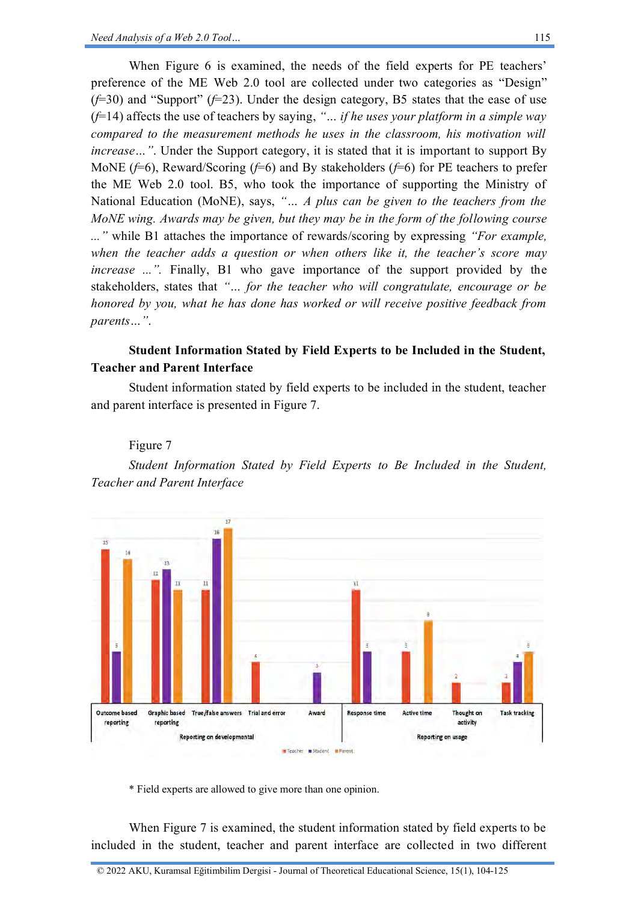When Figure 6 is examined, the needs of the field experts for PE teachers' preference of the ME Web 2.0 tool are collected under two categories as "Design" (*f*=30) and "Support" (*f*=23). Under the design category, B5 states that the ease of use (*f*=14) affects the use of teachers by saying, *"… if he uses your platform in a simple way compared to the measurement methods he uses in the classroom, his motivation will increase…"*. Under the Support category, it is stated that it is important to support By MoNE (*f*=6), Reward/Scoring (*f*=6) and By stakeholders (*f*=6) for PE teachers to prefer the ME Web 2.0 tool. B5, who took the importance of supporting the Ministry of National Education (MoNE), says, *"… A plus can be given to the teachers from the MoNE wing. Awards may be given, but they may be in the form of the following course …"* while B1 attaches the importance of rewards/scoring by expressing *"For example, when the teacher adds a question or when others like it, the teacher's score may increase …"*. Finally, B1 who gave importance of the support provided by the stakeholders, states that *"… for the teacher who will congratulate, encourage or be honored by you, what he has done has worked or will receive positive feedback from parents…"*.

**Student Information Stated by Field Experts to be Included in the Student, Teacher and Parent Interface**

Student information stated by field experts to be included in the student, teacher and parent interface is presented in Figure 7.

Figure 7

*Student Information Stated by Field Experts to Be Included in the Student, Teacher and Parent Interface*

| Category | Item | Teacher | Student | Parent |
|---|---|---|---|---|
| Reporting on developmental | Outcome based reporting | 15 | 5 | 14 |
| | Graphic based reporting | 12 | 13 | 11 |
| | True/false answers | 11 | 16 | 17 |
| | Trial and error | 4 | | |
| | Award | | 3 | |
| Reporting on usage | Response time | 11 | 5 | |
| | Active time | 5 | | 8 |
| | Thought on activity | 2 | | |
| | Task tracking | 2 | 4 | 5 |

\* Field experts are allowed to give more than one opinion.

When Figure 7 is examined, the student information stated by field experts to be included in the student, teacher and parent interface are collected in two different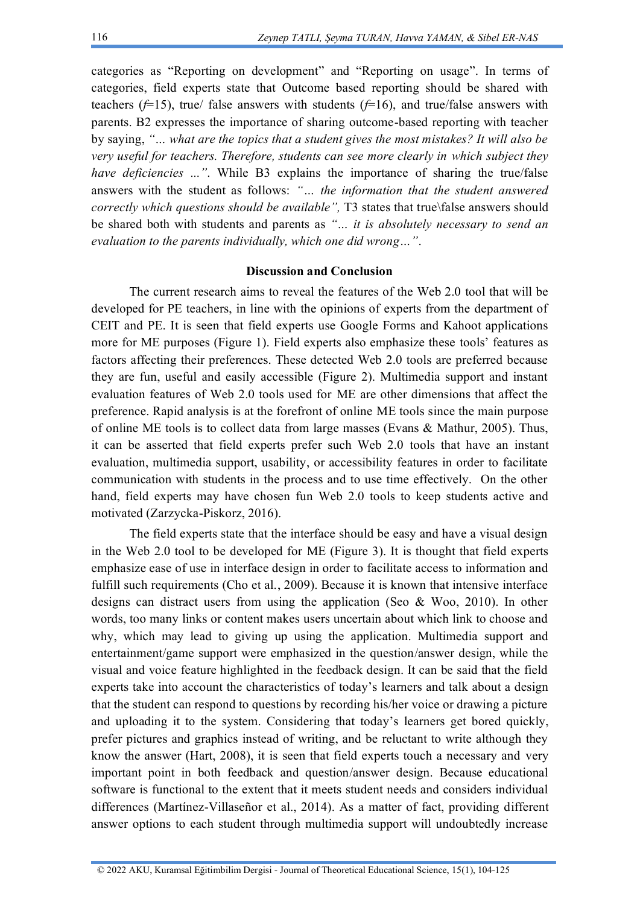categories as "Reporting on development" and "Reporting on usage". In terms of categories, field experts state that Outcome based reporting should be shared with teachers ($f$=15), true/ false answers with students ($f$=16), and true/false answers with parents. B2 expresses the importance of sharing outcome-based reporting with teacher by saying, *"... what are the topics that a student gives the most mistakes? It will also be very useful for teachers. Therefore, students can see more clearly in which subject they have deficiencies ..."*. While B3 explains the importance of sharing the true/false answers with the student as follows: *"… the information that the student answered correctly which questions should be available"*, T3 states that true\false answers should be shared both with students and parents as *"… it is absolutely necessary to send an evaluation to the parents individually, which one did wrong…"*.

## Discussion and Conclusion

The current research aims to reveal the features of the Web 2.0 tool that will be developed for PE teachers, in line with the opinions of experts from the department of CEIT and PE. It is seen that field experts use Google Forms and Kahoot applications more for ME purposes (Figure 1). Field experts also emphasize these tools' features as factors affecting their preferences. These detected Web 2.0 tools are preferred because they are fun, useful and easily accessible (Figure 2). Multimedia support and instant evaluation features of Web 2.0 tools used for ME are other dimensions that affect the preference. Rapid analysis is at the forefront of online ME tools since the main purpose of online ME tools is to collect data from large masses (Evans & Mathur, 2005). Thus, it can be asserted that field experts prefer such Web 2.0 tools that have an instant evaluation, multimedia support, usability, or accessibility features in order to facilitate communication with students in the process and to use time effectively. On the other hand, field experts may have chosen fun Web 2.0 tools to keep students active and motivated (Zarzycka-Piskorz, 2016).

The field experts state that the interface should be easy and have a visual design in the Web 2.0 tool to be developed for ME (Figure 3). It is thought that field experts emphasize ease of use in interface design in order to facilitate access to information and fulfill such requirements (Cho et al., 2009). Because it is known that intensive interface designs can distract users from using the application (Seo & Woo, 2010). In other words, too many links or content makes users uncertain about which link to choose and why, which may lead to giving up using the application. Multimedia support and entertainment/game support were emphasized in the question/answer design, while the visual and voice feature highlighted in the feedback design. It can be said that the field experts take into account the characteristics of today's learners and talk about a design that the student can respond to questions by recording his/her voice or drawing a picture and uploading it to the system. Considering that today's learners get bored quickly, prefer pictures and graphics instead of writing, and be reluctant to write although they know the answer (Hart, 2008), it is seen that field experts touch a necessary and very important point in both feedback and question/answer design. Because educational software is functional to the extent that it meets student needs and considers individual differences (Martínez-Villaseñor et al., 2014). As a matter of fact, providing different answer options to each student through multimedia support will undoubtedly increase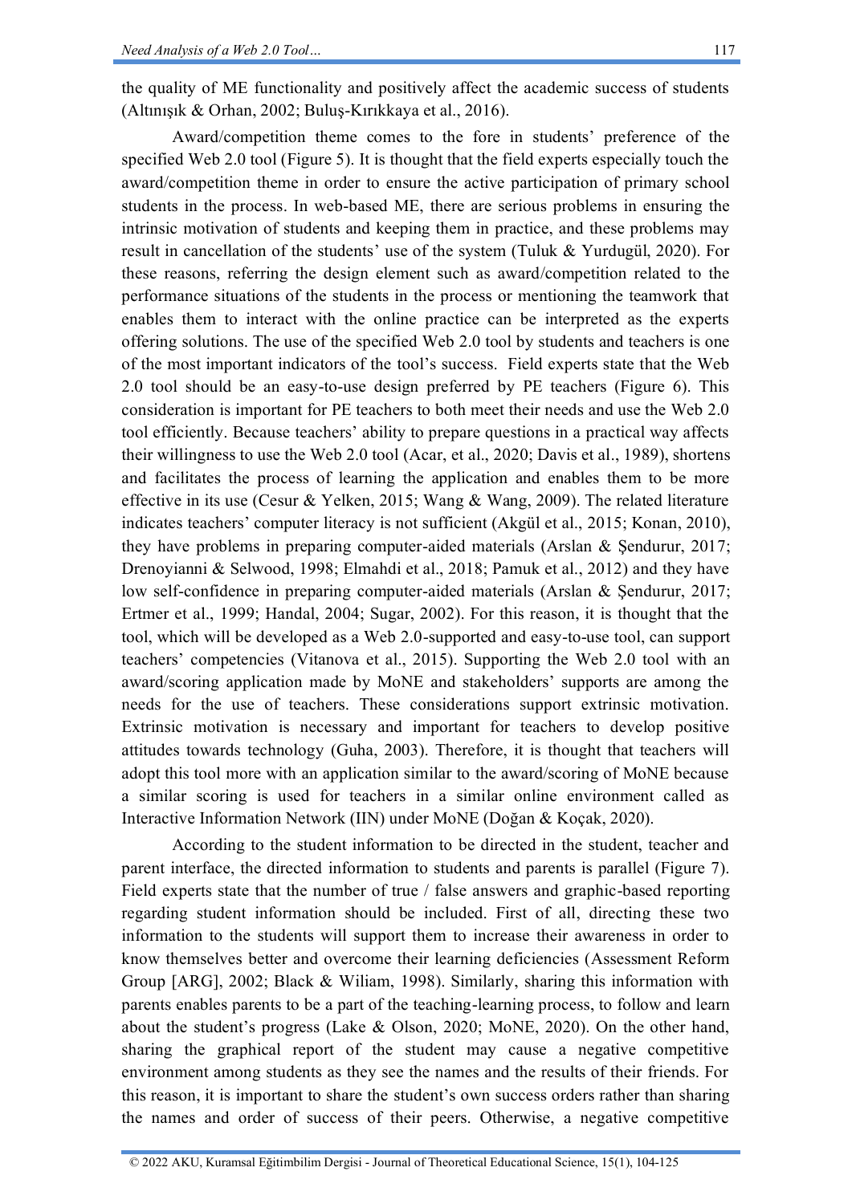the quality of ME functionality and positively affect the academic success of students (Altınışık & Orhan, 2002; Buluş-Kırıkkaya et al., 2016).

Award/competition theme comes to the fore in students' preference of the specified Web 2.0 tool (Figure 5). It is thought that the field experts especially touch the award/competition theme in order to ensure the active participation of primary school students in the process. In web-based ME, there are serious problems in ensuring the intrinsic motivation of students and keeping them in practice, and these problems may result in cancellation of the students' use of the system (Tuluk & Yurdugül, 2020). For these reasons, referring the design element such as award/competition related to the performance situations of the students in the process or mentioning the teamwork that enables them to interact with the online practice can be interpreted as the experts offering solutions. The use of the specified Web 2.0 tool by students and teachers is one of the most important indicators of the tool's success. Field experts state that the Web 2.0 tool should be an easy-to-use design preferred by PE teachers (Figure 6). This consideration is important for PE teachers to both meet their needs and use the Web 2.0 tool efficiently. Because teachers' ability to prepare questions in a practical way affects their willingness to use the Web 2.0 tool (Acar, et al., 2020; Davis et al., 1989), shortens and facilitates the process of learning the application and enables them to be more effective in its use (Cesur & Yelken, 2015; Wang & Wang, 2009). The related literature indicates teachers' computer literacy is not sufficient (Akgül et al., 2015; Konan, 2010), they have problems in preparing computer-aided materials (Arslan & Şendurur, 2017; Drenoyianni & Selwood, 1998; Elmahdi et al., 2018; Pamuk et al., 2012) and they have low self-confidence in preparing computer-aided materials (Arslan & Şendurur, 2017; Ertmer et al., 1999; Handal, 2004; Sugar, 2002). For this reason, it is thought that the tool, which will be developed as a Web 2.0-supported and easy-to-use tool, can support teachers' competencies (Vitanova et al., 2015). Supporting the Web 2.0 tool with an award/scoring application made by MoNE and stakeholders' supports are among the needs for the use of teachers. These considerations support extrinsic motivation. Extrinsic motivation is necessary and important for teachers to develop positive attitudes towards technology (Guha, 2003). Therefore, it is thought that teachers will adopt this tool more with an application similar to the award/scoring of MoNE because a similar scoring is used for teachers in a similar online environment called as Interactive Information Network (IIN) under MoNE (Doğan & Koçak, 2020).

According to the student information to be directed in the student, teacher and parent interface, the directed information to students and parents is parallel (Figure 7). Field experts state that the number of true / false answers and graphic-based reporting regarding student information should be included. First of all, directing these two information to the students will support them to increase their awareness in order to know themselves better and overcome their learning deficiencies (Assessment Reform Group [ARG], 2002; Black & Wiliam, 1998). Similarly, sharing this information with parents enables parents to be a part of the teaching-learning process, to follow and learn about the student's progress (Lake & Olson, 2020; MoNE, 2020). On the other hand, sharing the graphical report of the student may cause a negative competitive environment among students as they see the names and the results of their friends. For this reason, it is important to share the student's own success orders rather than sharing the names and order of success of their peers. Otherwise, a negative competitive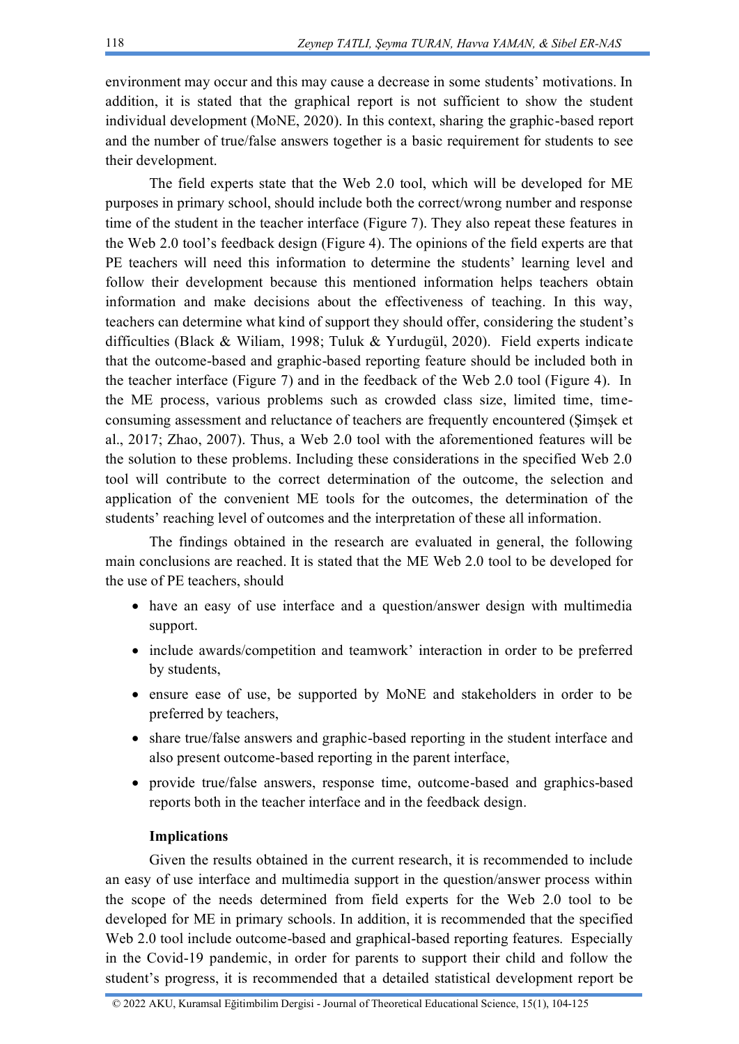environment may occur and this may cause a decrease in some students' motivations. In addition, it is stated that the graphical report is not sufficient to show the student individual development (MoNE, 2020). In this context, sharing the graphic-based report and the number of true/false answers together is a basic requirement for students to see their development.

The field experts state that the Web 2.0 tool, which will be developed for ME purposes in primary school, should include both the correct/wrong number and response time of the student in the teacher interface (Figure 7). They also repeat these features in the Web 2.0 tool's feedback design (Figure 4). The opinions of the field experts are that PE teachers will need this information to determine the students' learning level and follow their development because this mentioned information helps teachers obtain information and make decisions about the effectiveness of teaching. In this way, teachers can determine what kind of support they should offer, considering the student's difficulties (Black & Wiliam, 1998; Tuluk & Yurdugül, 2020). Field experts indicate that the outcome-based and graphic-based reporting feature should be included both in the teacher interface (Figure 7) and in the feedback of the Web 2.0 tool (Figure 4). In the ME process, various problems such as crowded class size, limited time, time-consuming assessment and reluctance of teachers are frequently encountered (Şimşek et al., 2017; Zhao, 2007). Thus, a Web 2.0 tool with the aforementioned features will be the solution to these problems. Including these considerations in the specified Web 2.0 tool will contribute to the correct determination of the outcome, the selection and application of the convenient ME tools for the outcomes, the determination of the students' reaching level of outcomes and the interpretation of these all information.

The findings obtained in the research are evaluated in general, the following main conclusions are reached. It is stated that the ME Web 2.0 tool to be developed for the use of PE teachers, should

- have an easy of use interface and a question/answer design with multimedia support.
- include awards/competition and teamwork' interaction in order to be preferred by students,
- ensure ease of use, be supported by MoNE and stakeholders in order to be preferred by teachers,
- share true/false answers and graphic-based reporting in the student interface and also present outcome-based reporting in the parent interface,
- provide true/false answers, response time, outcome-based and graphics-based reports both in the teacher interface and in the feedback design.

### Implications

Given the results obtained in the current research, it is recommended to include an easy of use interface and multimedia support in the question/answer process within the scope of the needs determined from field experts for the Web 2.0 tool to be developed for ME in primary schools. In addition, it is recommended that the specified Web 2.0 tool include outcome-based and graphical-based reporting features. Especially in the Covid-19 pandemic, in order for parents to support their child and follow the student's progress, it is recommended that a detailed statistical development report be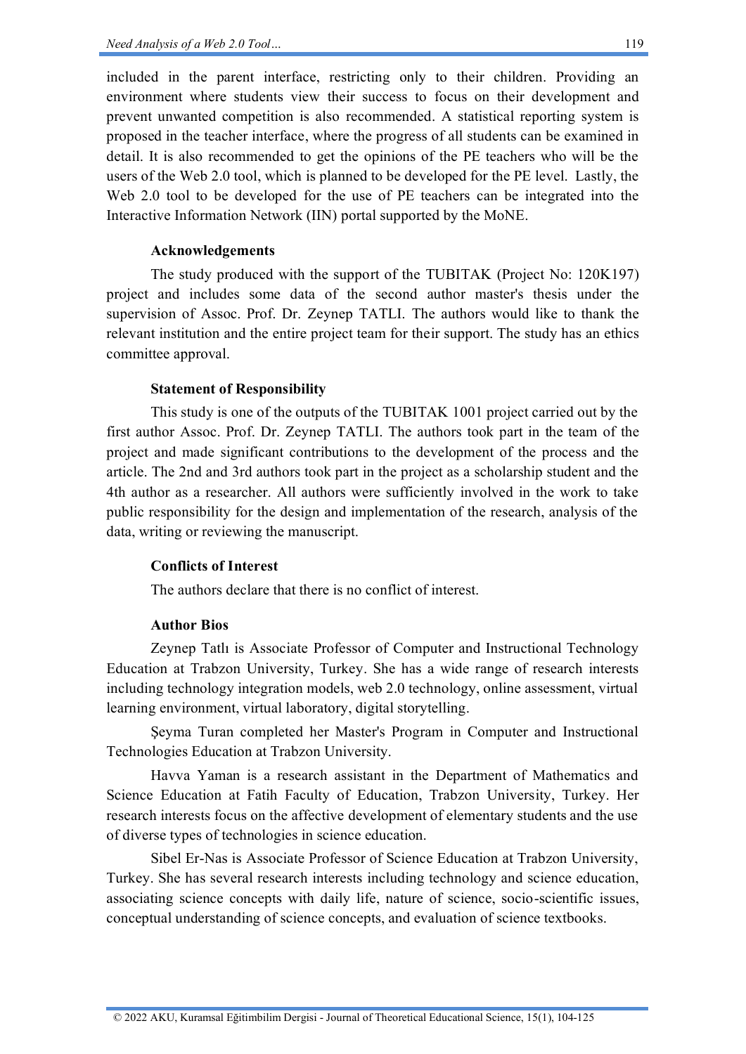included in the parent interface, restricting only to their children. Providing an environment where students view their success to focus on their development and prevent unwanted competition is also recommended. A statistical reporting system is proposed in the teacher interface, where the progress of all students can be examined in detail. It is also recommended to get the opinions of the PE teachers who will be the users of the Web 2.0 tool, which is planned to be developed for the PE level. Lastly, the Web 2.0 tool to be developed for the use of PE teachers can be integrated into the Interactive Information Network (IIN) portal supported by the MoNE.

### Acknowledgements

The study produced with the support of the TUBITAK (Project No: 120K197) project and includes some data of the second author master's thesis under the supervision of Assoc. Prof. Dr. Zeynep TATLI. The authors would like to thank the relevant institution and the entire project team for their support. The study has an ethics committee approval.

### Statement of Responsibility

This study is one of the outputs of the TUBITAK 1001 project carried out by the first author Assoc. Prof. Dr. Zeynep TATLI. The authors took part in the team of the project and made significant contributions to the development of the process and the article. The 2nd and 3rd authors took part in the project as a scholarship student and the 4th author as a researcher. All authors were sufficiently involved in the work to take public responsibility for the design and implementation of the research, analysis of the data, writing or reviewing the manuscript.

### Conflicts of Interest

The authors declare that there is no conflict of interest.

### Author Bios

Zeynep Tatlı is Associate Professor of Computer and Instructional Technology Education at Trabzon University, Turkey. She has a wide range of research interests including technology integration models, web 2.0 technology, online assessment, virtual learning environment, virtual laboratory, digital storytelling.

Şeyma Turan completed her Master's Program in Computer and Instructional Technologies Education at Trabzon University.

Havva Yaman is a research assistant in the Department of Mathematics and Science Education at Fatih Faculty of Education, Trabzon University, Turkey. Her research interests focus on the affective development of elementary students and the use of diverse types of technologies in science education.

Sibel Er-Nas is Associate Professor of Science Education at Trabzon University, Turkey. She has several research interests including technology and science education, associating science concepts with daily life, nature of science, socio-scientific issues, conceptual understanding of science concepts, and evaluation of science textbooks.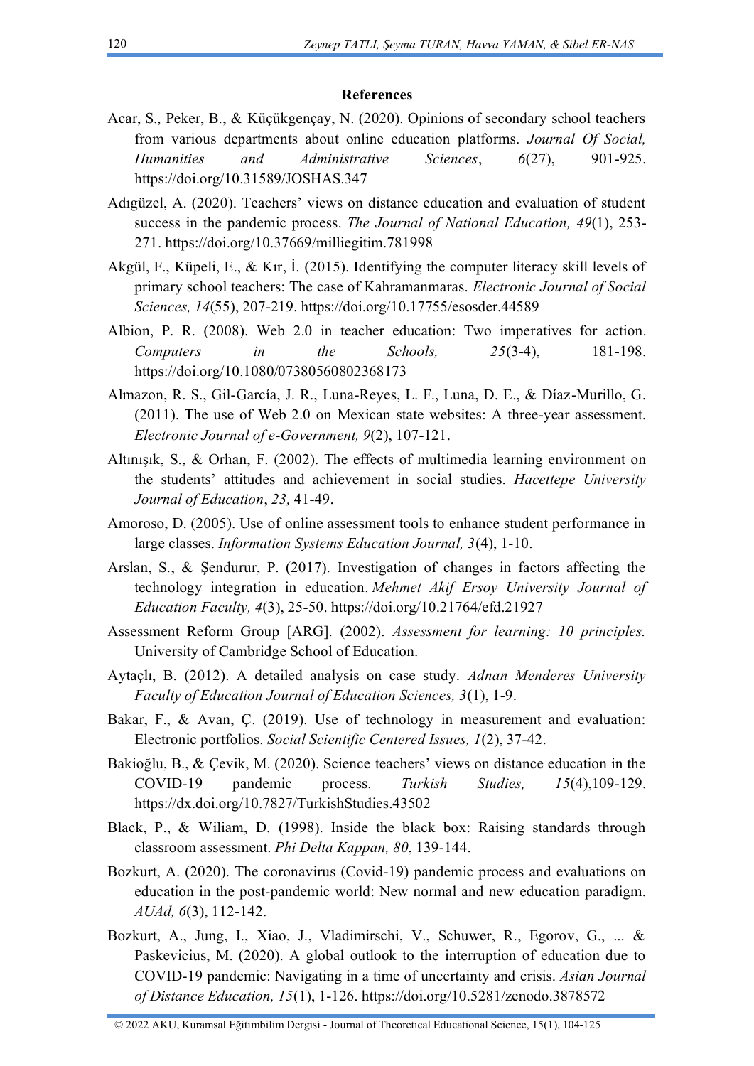## References

Acar, S., Peker, B., & Küçükgençay, N. (2020). Opinions of secondary school teachers from various departments about online education platforms. *Journal Of Social, Humanities and Administrative Sciences*, *6*(27), 901-925. https://doi.org/10.31589/JOSHAS.347

Adıgüzel, A. (2020). Teachers' views on distance education and evaluation of student success in the pandemic process. *The Journal of National Education, 49*(1), 253-271. https://doi.org/10.37669/milliegitim.781998

Akgül, F., Küpeli, E., & Kır, İ. (2015). Identifying the computer literacy skill levels of primary school teachers: The case of Kahramanmaras. *Electronic Journal of Social Sciences, 14*(55), 207-219. https://doi.org/10.17755/esosder.44589

Albion, P. R. (2008). Web 2.0 in teacher education: Two imperatives for action. *Computers in the Schools, 25*(3-4), 181-198. https://doi.org/10.1080/07380560802368173

Almazon, R. S., Gil-García, J. R., Luna-Reyes, L. F., Luna, D. E., & Díaz-Murillo, G. (2011). The use of Web 2.0 on Mexican state websites: A three-year assessment. *Electronic Journal of e-Government, 9*(2), 107-121.

Altınışık, S., & Orhan, F. (2002). The effects of multimedia learning environment on the students' attitudes and achievement in social studies. *Hacettepe University Journal of Education*, *23,* 41-49.

Amoroso, D. (2005). Use of online assessment tools to enhance student performance in large classes. *Information Systems Education Journal, 3*(4), 1-10.

Arslan, S., & Şendurur, P. (2017). Investigation of changes in factors affecting the technology integration in education. *Mehmet Akif Ersoy University Journal of Education Faculty, 4*(3), 25-50. https://doi.org/10.21764/efd.21927

Assessment Reform Group [ARG]. (2002). *Assessment for learning: 10 principles.* University of Cambridge School of Education.

Aytaçlı, B. (2012). A detailed analysis on case study. *Adnan Menderes University Faculty of Education Journal of Education Sciences, 3*(1), 1-9.

Bakar, F., & Avan, Ç. (2019). Use of technology in measurement and evaluation: Electronic portfolios. *Social Scientific Centered Issues, 1*(2), 37-42.

Bakioğlu, B., & Çevik, M. (2020). Science teachers' views on distance education in the COVID-19 pandemic process. *Turkish Studies, 15*(4),109-129. https://dx.doi.org/10.7827/TurkishStudies.43502

Black, P., & Wiliam, D. (1998). Inside the black box: Raising standards through classroom assessment. *Phi Delta Kappan, 80*, 139-144.

Bozkurt, A. (2020). The coronavirus (Covid-19) pandemic process and evaluations on education in the post-pandemic world: New normal and new education paradigm. *AUAd, 6*(3), 112-142.

Bozkurt, A., Jung, I., Xiao, J., Vladimirschi, V., Schuwer, R., Egorov, G., ... & Paskevicius, M. (2020). A global outlook to the interruption of education due to COVID-19 pandemic: Navigating in a time of uncertainty and crisis. *Asian Journal of Distance Education, 15*(1), 1-126. https://doi.org/10.5281/zenodo.3878572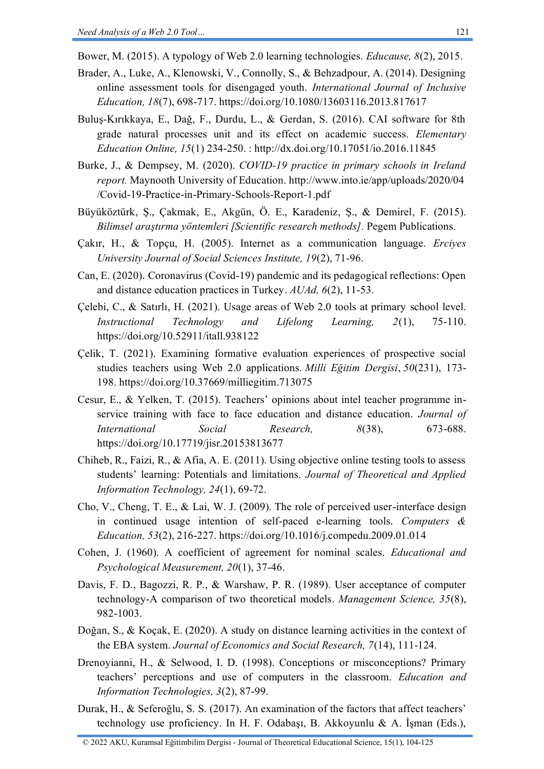Bower, M. (2015). A typology of Web 2.0 learning technologies. *Educause, 8*(2), 2015.

Brader, A., Luke, A., Klenowski, V., Connolly, S., & Behzadpour, A. (2014). Designing online assessment tools for disengaged youth. *International Journal of Inclusive Education, 18*(7), 698-717. https://doi.org/10.1080/13603116.2013.817617

Buluş-Kırıkkaya, E., Dağ, F., Durdu, L., & Gerdan, S. (2016). CAI software for 8th grade natural processes unit and its effect on academic success. *Elementary Education Online, 15*(1) 234-250. : http://dx.doi.org/10.17051/io.2016.11845

Burke, J., & Dempsey, M. (2020). *COVID-19 practice in primary schools in Ireland report.* Maynooth University of Education. http://www.into.ie/app/uploads/2020/04/Covid-19-Practice-in-Primary-Schools-Report-1.pdf

Büyüköztürk, Ş., Çakmak, E., Akgün, Ö. E., Karadeniz, Ş., & Demirel, F. (2015). *Bilimsel araştırma yöntemleri [Scientific research methods].* Pegem Publications.

Çakır, H., & Topçu, H. (2005). Internet as a communication language. *Erciyes University Journal of Social Sciences Institute, 19*(2), 71-96.

Can, E. (2020). Coronavirus (Covid-19) pandemic and its pedagogical reflections: Open and distance education practices in Turkey. *AUAd, 6*(2), 11-53.

Çelebi, C., & Satırlı, H. (2021). Usage areas of Web 2.0 tools at primary school level. *Instructional Technology and Lifelong Learning, 2*(1), 75-110. https://doi.org/10.52911/itall.938122

Çelik, T. (2021). Examining formative evaluation experiences of prospective social studies teachers using Web 2.0 applications. *Milli Eğitim Dergisi*, *50*(231), 173-198. https://doi.org/10.37669/milliegitim.713075

Cesur, E., & Yelken, T. (2015). Teachers' opinions about intel teacher programme in-service training with face to face education and distance education. *Journal of International Social Research, 8*(38), 673-688. https://doi.org/10.17719/jisr.20153813677

Chiheb, R., Faizi, R., & Afia, A. E. (2011). Using objective online testing tools to assess students' learning: Potentials and limitations. *Journal of Theoretical and Applied Information Technology, 24*(1), 69-72.

Cho, V., Cheng, T. E., & Lai, W. J. (2009). The role of perceived user-interface design in continued usage intention of self-paced e-learning tools. *Computers & Education, 53*(2), 216-227. https://doi.org/10.1016/j.compedu.2009.01.014

Cohen, J. (1960). A coefficient of agreement for nominal scales. *Educational and Psychological Measurement, 20*(1), 37-46.

Davis, F. D., Bagozzi, R. P., & Warshaw, P. R. (1989). User acceptance of computer technology-A comparison of two theoretical models. *Management Science, 35*(8), 982-1003.

Doğan, S., & Koçak, E. (2020). A study on distance learning activities in the context of the EBA system. *Journal of Economics and Social Research, 7*(14), 111-124.

Drenoyianni, H., & Selwood, I. D. (1998). Conceptions or misconceptions? Primary teachers' perceptions and use of computers in the classroom. *Education and Information Technologies, 3*(2), 87-99.

Durak, H., & Seferoğlu, S. S. (2017). An examination of the factors that affect teachers' technology use proficiency. In H. F. Odabaşı, B. Akkoyunlu & A. İşman (Eds.),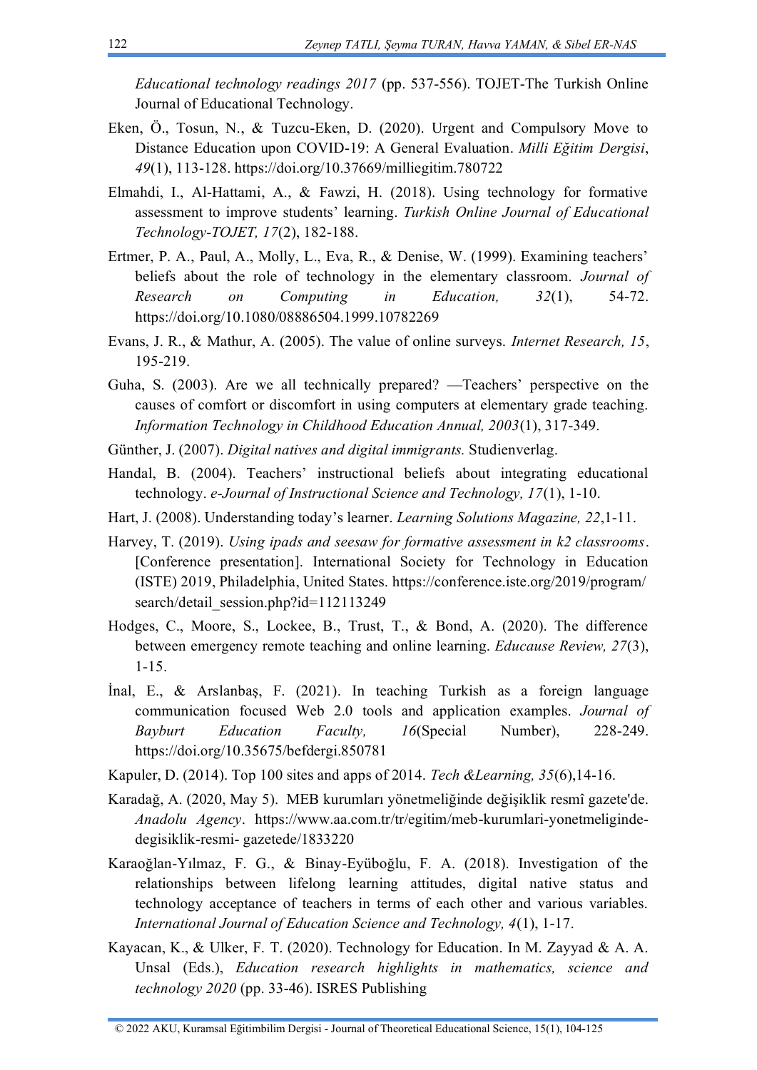*Educational technology readings 2017* (pp. 537-556). TOJET-The Turkish Online Journal of Educational Technology.

Eken, Ö., Tosun, N., & Tuzcu-Eken, D. (2020). Urgent and Compulsory Move to Distance Education upon COVID-19: A General Evaluation. *Milli Eğitim Dergisi*, *49*(1), 113-128. https://doi.org/10.37669/milliegitim.780722

Elmahdi, I., Al-Hattami, A., & Fawzi, H. (2018). Using technology for formative assessment to improve students' learning. *Turkish Online Journal of Educational Technology-TOJET, 17*(2), 182-188.

Ertmer, P. A., Paul, A., Molly, L., Eva, R., & Denise, W. (1999). Examining teachers' beliefs about the role of technology in the elementary classroom. *Journal of Research on Computing in Education, 32*(1), 54-72. https://doi.org/10.1080/08886504.1999.10782269

Evans, J. R., & Mathur, A. (2005). The value of online surveys. *Internet Research, 15*, 195-219.

Guha, S. (2003). Are we all technically prepared? —Teachers' perspective on the causes of comfort or discomfort in using computers at elementary grade teaching. *Information Technology in Childhood Education Annual, 2003*(1), 317-349.

Günther, J. (2007). *Digital natives and digital immigrants.* Studienverlag.

Handal, B. (2004). Teachers' instructional beliefs about integrating educational technology. *e-Journal of Instructional Science and Technology, 17*(1), 1-10.

Hart, J. (2008). Understanding today's learner. *Learning Solutions Magazine, 22*,1-11.

Harvey, T. (2019). *Using ipads and seesaw for formative assessment in k2 classrooms*. [Conference presentation]. International Society for Technology in Education (ISTE) 2019, Philadelphia, United States. https://conference.iste.org/2019/program/search/detail_session.php?id=112113249

Hodges, C., Moore, S., Lockee, B., Trust, T., & Bond, A. (2020). The difference between emergency remote teaching and online learning. *Educause Review, 27*(3), 1-15.

İnal, E., & Arslanbaş, F. (2021). In teaching Turkish as a foreign language communication focused Web 2.0 tools and application examples. *Journal of Bayburt Education Faculty, 16*(Special Number), 228-249. https://doi.org/10.35675/befdergi.850781

Kapuler, D. (2014). Top 100 sites and apps of 2014. *Tech &Learning, 35*(6),14-16.

Karadağ, A. (2020, May 5). MEB kurumları yönetmeliğinde değişiklik resmî gazete'de. *Anadolu Agency*. https://www.aa.com.tr/tr/egitim/meb-kurumlari-yonetmeliginde-degisiklik-resmi- gazetede/1833220

Karaoğlan-Yılmaz, F. G., & Binay-Eyüboğlu, F. A. (2018). Investigation of the relationships between lifelong learning attitudes, digital native status and technology acceptance of teachers in terms of each other and various variables. *International Journal of Education Science and Technology, 4*(1), 1-17.

Kayacan, K., & Ulker, F. T. (2020). Technology for Education. In M. Zayyad & A. A. Unsal (Eds.), *Education research highlights in mathematics, science and technology 2020* (pp. 33-46). ISRES Publishing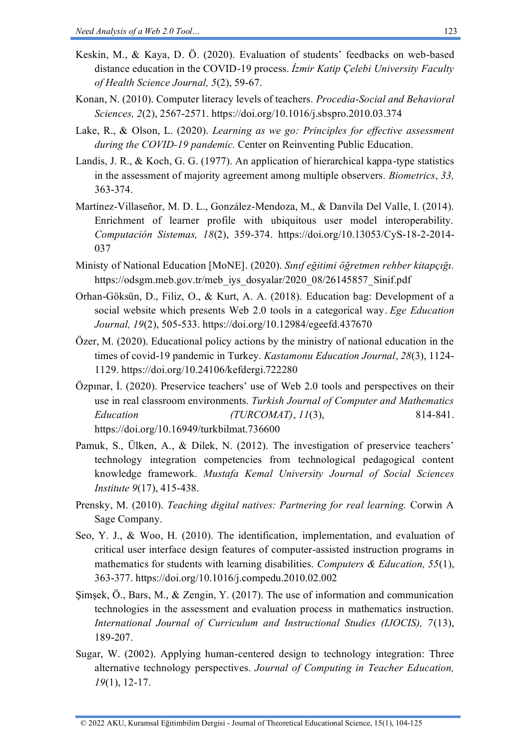Keskin, M., & Kaya, D. Ö. (2020). Evaluation of students' feedbacks on web-based distance education in the COVID-19 process. *İzmir Katip Çelebi University Faculty of Health Science Journal, 5*(2), 59-67.

Konan, N. (2010). Computer literacy levels of teachers. *Procedia-Social and Behavioral Sciences, 2*(2), 2567-2571. https://doi.org/10.1016/j.sbspro.2010.03.374

Lake, R., & Olson, L. (2020). *Learning as we go: Principles for effective assessment during the COVID-19 pandemic.* Center on Reinventing Public Education.

Landis, J. R., & Koch, G. G. (1977). An application of hierarchical kappa-type statistics in the assessment of majority agreement among multiple observers. *Biometrics*, *33,* 363-374.

Martínez-Villaseñor, M. D. L., González-Mendoza, M., & Danvila Del Valle, I. (2014). Enrichment of learner profile with ubiquitous user model interoperability. *Computación Sistemas, 18*(2), 359-374. https://doi.org/10.13053/CyS-18-2-2014-037

Ministy of National Education [MoNE]. (2020). *Sınıf eğitimi öğretmen rehber kitapçığı.* https://odsgm.meb.gov.tr/meb_iys_dosyalar/2020_08/26145857_Sinif.pdf

Orhan-Göksün, D., Filiz, O., & Kurt, A. A. (2018). Education bag: Development of a social website which presents Web 2.0 tools in a categorical way. *Ege Education Journal, 19*(2), 505-533. https://doi.org/10.12984/egeefd.437670

Özer, M. (2020). Educational policy actions by the ministry of national education in the times of covid-19 pandemic in Turkey. *Kastamonu Education Journal*, *28*(3), 1124-1129. https://doi.org/10.24106/kefdergi.722280

Özpınar, İ. (2020). Preservice teachers' use of Web 2.0 tools and perspectives on their use in real classroom environments. *Turkish Journal of Computer and Mathematics Education (TURCOMAT)*, *11*(3), 814-841. https://doi.org/10.16949/turkbilmat.736600

Pamuk, S., Ülken, A., & Dilek, N. (2012). The investigation of preservice teachers' technology integration competencies from technological pedagogical content knowledge framework. *Mustafa Kemal University Journal of Social Sciences Institute 9*(17), 415-438.

Prensky, M. (2010). *Teaching digital natives: Partnering for real learning.* Corwin A Sage Company.

Seo, Y. J., & Woo, H. (2010). The identification, implementation, and evaluation of critical user interface design features of computer-assisted instruction programs in mathematics for students with learning disabilities. *Computers & Education, 55*(1), 363-377. https://doi.org/10.1016/j.compedu.2010.02.002

Şimşek, Ö., Bars, M., & Zengin, Y. (2017). The use of information and communication technologies in the assessment and evaluation process in mathematics instruction. *International Journal of Curriculum and Instructional Studies (IJOCIS), 7*(13), 189-207.

Sugar, W. (2002). Applying human-centered design to technology integration: Three alternative technology perspectives. *Journal of Computing in Teacher Education, 19*(1), 12-17.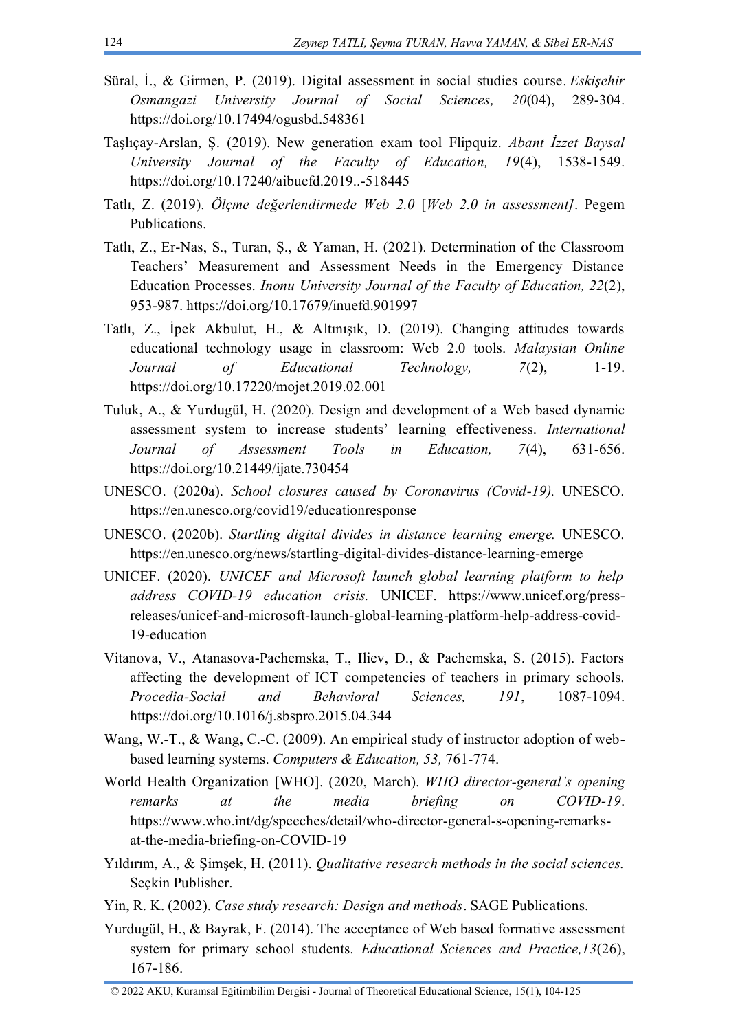Süral, İ., & Girmen, P. (2019). Digital assessment in social studies course. *Eskişehir Osmangazi University Journal of Social Sciences, 20*(04), 289-304. https://doi.org/10.17494/ogusbd.548361

Taşlıçay-Arslan, Ş. (2019). New generation exam tool Flipquiz. *Abant İzzet Baysal University Journal of the Faculty of Education, 19*(4), 1538-1549. https://doi.org/10.17240/aibuefd.2019..-518445

Tatlı, Z. (2019). *Ölçme değerlendirmede Web 2.0* [*Web 2.0 in assessment]*. Pegem Publications.

Tatlı, Z., Er-Nas, S., Turan, Ş., & Yaman, H. (2021). Determination of the Classroom Teachers' Measurement and Assessment Needs in the Emergency Distance Education Processes. *Inonu University Journal of the Faculty of Education, 22*(2), 953-987. https://doi.org/10.17679/inuefd.901997

Tatlı, Z., İpek Akbulut, H., & Altınışık, D. (2019). Changing attitudes towards educational technology usage in classroom: Web 2.0 tools. *Malaysian Online Journal of Educational Technology, 7*(2), 1-19. https://doi.org/10.17220/mojet.2019.02.001

Tuluk, A., & Yurdugül, H. (2020). Design and development of a Web based dynamic assessment system to increase students' learning effectiveness. *International Journal of Assessment Tools in Education, 7*(4), 631-656. https://doi.org/10.21449/ijate.730454

UNESCO. (2020a). *School closures caused by Coronavirus (Covid-19).* UNESCO. https://en.unesco.org/covid19/educationresponse

UNESCO. (2020b). *Startling digital divides in distance learning emerge.* UNESCO. https://en.unesco.org/news/startling-digital-divides-distance-learning-emerge

UNICEF. (2020). *UNICEF and Microsoft launch global learning platform to help address COVID-19 education crisis.* UNICEF. https://www.unicef.org/press-releases/unicef-and-microsoft-launch-global-learning-platform-help-address-covid-19-education

Vitanova, V., Atanasova-Pachemska, T., Iliev, D., & Pachemska, S. (2015). Factors affecting the development of ICT competencies of teachers in primary schools. *Procedia-Social and Behavioral Sciences, 191*, 1087-1094. https://doi.org/10.1016/j.sbspro.2015.04.344

Wang, W.-T., & Wang, C.-C. (2009). An empirical study of instructor adoption of web-based learning systems. *Computers & Education, 53,* 761-774.

World Health Organization [WHO]. (2020, March). *WHO director-general's opening remarks at the media briefing on COVID-19*. https://www.who.int/dg/speeches/detail/who-director-general-s-opening-remarks-at-the-media-briefing-on-COVID-19

Yıldırım, A., & Şimşek, H. (2011). *Qualitative research methods in the social sciences.* Seçkin Publisher.

Yin, R. K. (2002). *Case study research: Design and methods*. SAGE Publications.

Yurdugül, H., & Bayrak, F. (2014). The acceptance of Web based formative assessment system for primary school students. *Educational Sciences and Practice,13*(26), 167-186.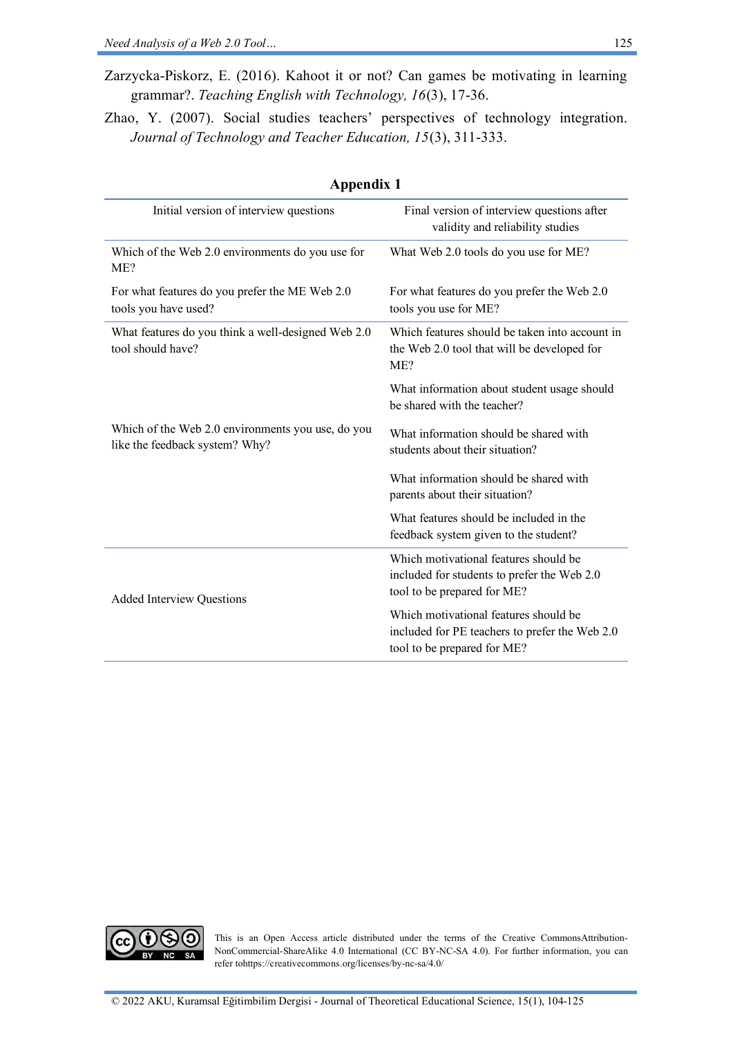Zarzycka-Piskorz, E. (2016). Kahoot it or not? Can games be motivating in learning grammar?. *Teaching English with Technology, 16*(3), 17-36.

Zhao, Y. (2007). Social studies teachers' perspectives of technology integration. *Journal of Technology and Teacher Education, 15*(3), 311-333.

## Appendix 1

| Initial version of interview questions | Final version of interview questions after validity and reliability studies |
|---|---|
| Which of the Web 2.0 environments do you use for ME? | What Web 2.0 tools do you use for ME? |
| For what features do you prefer the ME Web 2.0 tools you have used? | For what features do you prefer the Web 2.0 tools you use for ME? |
| What features do you think a well-designed Web 2.0 tool should have? | Which features should be taken into account in the Web 2.0 tool that will be developed for ME? |
| Which of the Web 2.0 environments you use, do you like the feedback system? Why? | What information about student usage should be shared with the teacher? |
| | What information should be shared with students about their situation? |
| | What information should be shared with parents about their situation? |
| | What features should be included in the feedback system given to the student? |
| Added Interview Questions | Which motivational features should be included for students to prefer the Web 2.0 tool to be prepared for ME? |
| | Which motivational features should be included for PE teachers to prefer the Web 2.0 tool to be prepared for ME? |

This is an Open Access article distributed under the terms of the Creative CommonsAttribution-NonCommercial-ShareAlike 4.0 International (CC BY-NC-SA 4.0). For further information, you can refer tohttps://creativecommons.org/licenses/by-nc-sa/4.0/